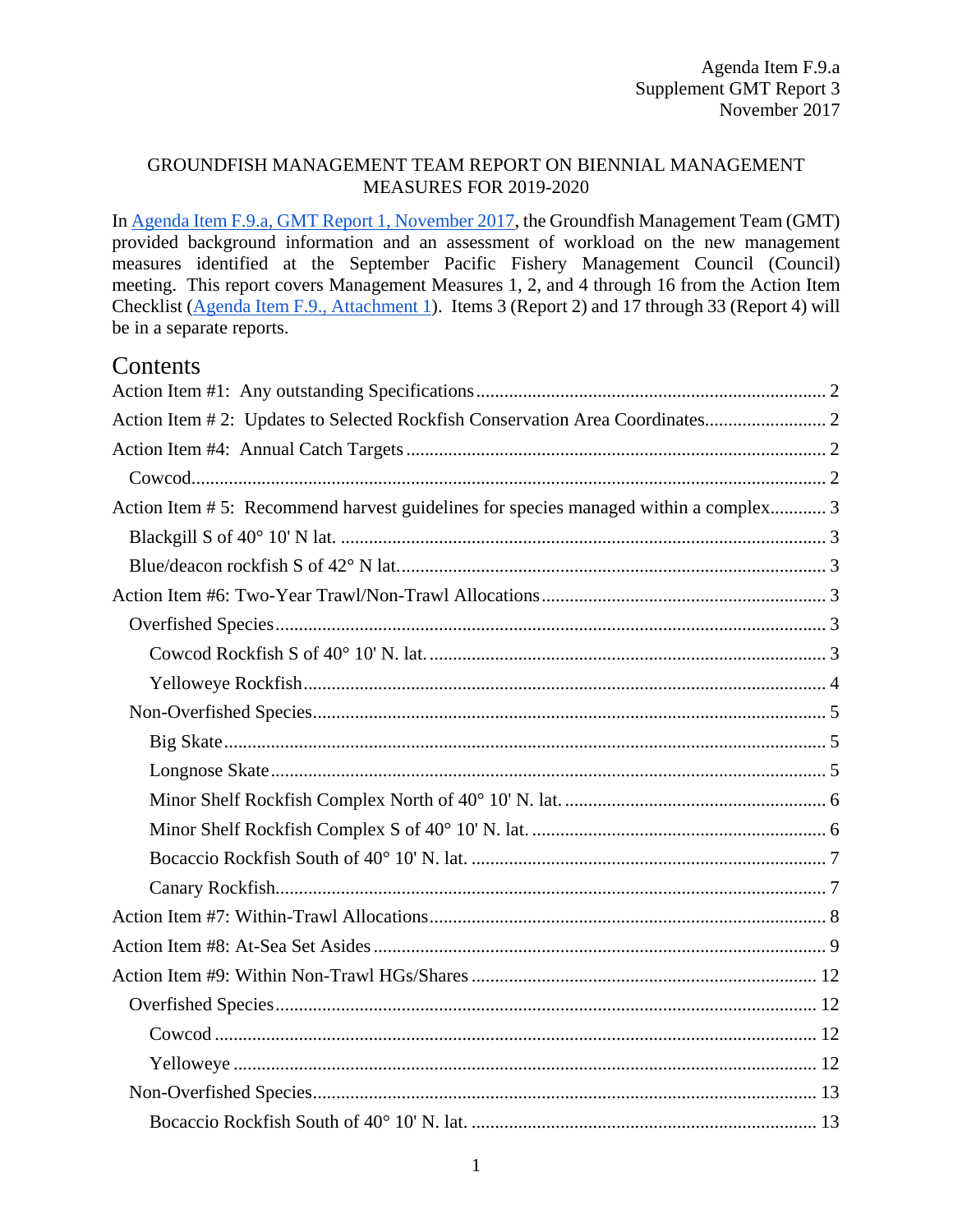Agenda Item F.9.a
Supplement GMT Report 3
November 2017

# GROUNDFISH MANAGEMENT TEAM REPORT ON BIENNIAL MANAGEMENT MEASURES FOR 2019-2020

In [Agenda Item F.9.a, GMT Report 1, November 2017](), the Groundfish Management Team (GMT) provided background information and an assessment of workload on the new management measures identified at the September Pacific Fishery Management Council (Council) meeting. This report covers Management Measures 1, 2, and 4 through 16 from the Action Item Checklist ([Agenda Item F.9., Attachment 1]()). Items 3 (Report 2) and 17 through 33 (Report 4) will be in a separate reports.

## Contents

- Action Item #1: Any outstanding Specifications ... 2
- Action Item # 2: Updates to Selected Rockfish Conservation Area Coordinates ... 2
- Action Item #4: Annual Catch Targets ... 2
  - Cowcod ... 2
- Action Item # 5: Recommend harvest guidelines for species managed within a complex ... 3
  - Blackgill S of 40° 10' N lat. ... 3
  - Blue/deacon rockfish S of 42° N lat. ... 3
- Action Item #6: Two-Year Trawl/Non-Trawl Allocations ... 3
  - Overfished Species ... 3
    - Cowcod Rockfish S of 40° 10' N. lat. ... 3
    - Yelloweye Rockfish ... 4
  - Non-Overfished Species ... 5
    - Big Skate ... 5
    - Longnose Skate ... 5
    - Minor Shelf Rockfish Complex North of 40° 10' N. lat. ... 6
    - Minor Shelf Rockfish Complex S of 40° 10' N. lat. ... 6
    - Bocaccio Rockfish South of 40° 10' N. lat. ... 7
    - Canary Rockfish ... 7
- Action Item #7: Within-Trawl Allocations ... 8
- Action Item #8: At-Sea Set Asides ... 9
- Action Item #9: Within Non-Trawl HGs/Shares ... 12
  - Overfished Species ... 12
    - Cowcod ... 12
    - Yelloweye ... 12
  - Non-Overfished Species ... 13
    - Bocaccio Rockfish South of 40° 10' N. lat. ... 13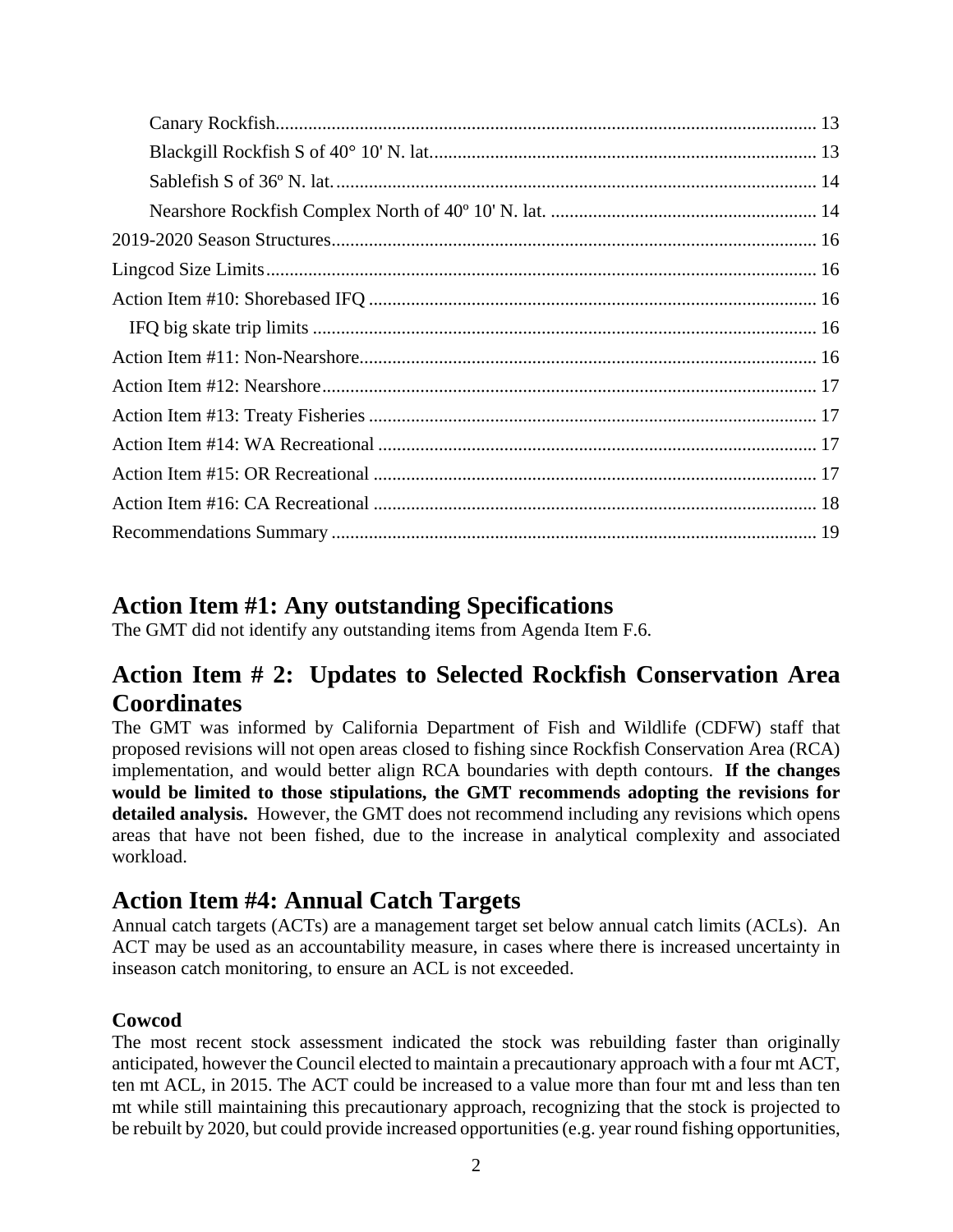Canary Rockfish ........................................................................................................ 13
Blackgill Rockfish S of 40° 10' N. lat. ........................................................................ 13
Sablefish S of 36º N. lat. ........................................................................................... 14
Nearshore Rockfish Complex North of 40º 10' N. lat. ............................................... 14
2019-2020 Season Structures ........................................................................................ 16
Lingcod Size Limits ....................................................................................................... 16
Action Item #10: Shorebased IFQ ................................................................................. 16
IFQ big skate trip limits ............................................................................................... 16
Action Item #11: Non-Nearshore ................................................................................... 16
Action Item #12: Nearshore ........................................................................................... 17
Action Item #13: Treaty Fisheries .................................................................................. 17
Action Item #14: WA Recreational ................................................................................ 17
Action Item #15: OR Recreational ................................................................................. 17
Action Item #16: CA Recreational ................................................................................. 18
Recommendations Summary .......................................................................................... 19

## Action Item #1: Any outstanding Specifications

The GMT did not identify any outstanding items from Agenda Item F.6.

## Action Item # 2: Updates to Selected Rockfish Conservation Area Coordinates

The GMT was informed by California Department of Fish and Wildlife (CDFW) staff that proposed revisions will not open areas closed to fishing since Rockfish Conservation Area (RCA) implementation, and would better align RCA boundaries with depth contours. **If the changes would be limited to those stipulations, the GMT recommends adopting the revisions for detailed analysis.** However, the GMT does not recommend including any revisions which opens areas that have not been fished, due to the increase in analytical complexity and associated workload.

## Action Item #4: Annual Catch Targets

Annual catch targets (ACTs) are a management target set below annual catch limits (ACLs). An ACT may be used as an accountability measure, in cases where there is increased uncertainty in inseason catch monitoring, to ensure an ACL is not exceeded.

### Cowcod

The most recent stock assessment indicated the stock was rebuilding faster than originally anticipated, however the Council elected to maintain a precautionary approach with a four mt ACT, ten mt ACL, in 2015. The ACT could be increased to a value more than four mt and less than ten mt while still maintaining this precautionary approach, recognizing that the stock is projected to be rebuilt by 2020, but could provide increased opportunities (e.g. year round fishing opportunities,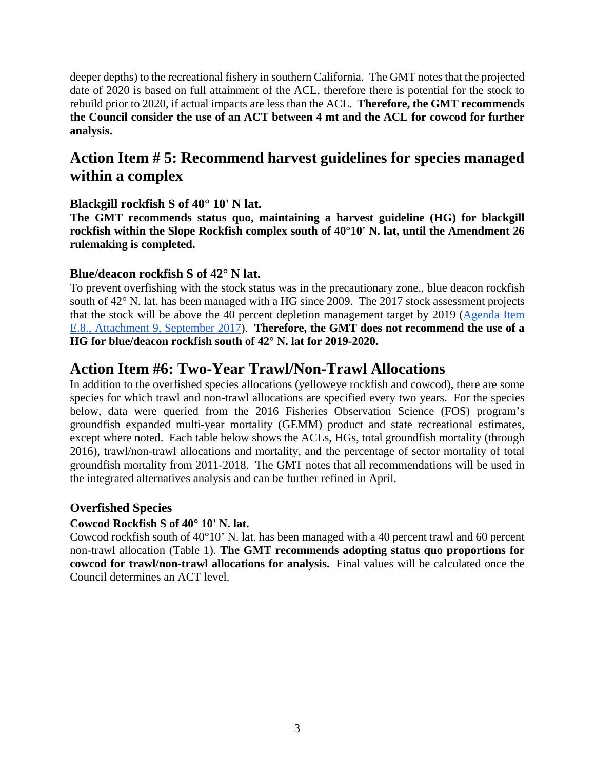deeper depths) to the recreational fishery in southern California. The GMT notes that the projected date of 2020 is based on full attainment of the ACL, therefore there is potential for the stock to rebuild prior to 2020, if actual impacts are less than the ACL. **Therefore, the GMT recommends the Council consider the use of an ACT between 4 mt and the ACL for cowcod for further analysis.**

# Action Item # 5: Recommend harvest guidelines for species managed within a complex

### Blackgill rockfish S of 40° 10' N lat.

**The GMT recommends status quo, maintaining a harvest guideline (HG) for blackgill rockfish within the Slope Rockfish complex south of 40°10' N. lat, until the Amendment 26 rulemaking is completed.**

### Blue/deacon rockfish S of 42° N lat.

To prevent overfishing with the stock status was in the precautionary zone,, blue deacon rockfish south of 42° N. lat. has been managed with a HG since 2009. The 2017 stock assessment projects that the stock will be above the 40 percent depletion management target by 2019 (Agenda Item E.8., Attachment 9, September 2017). **Therefore, the GMT does not recommend the use of a HG for blue/deacon rockfish south of 42° N. lat for 2019-2020.**

# Action Item #6: Two-Year Trawl/Non-Trawl Allocations

In addition to the overfished species allocations (yelloweye rockfish and cowcod), there are some species for which trawl and non-trawl allocations are specified every two years. For the species below, data were queried from the 2016 Fisheries Observation Science (FOS) program's groundfish expanded multi-year mortality (GEMM) product and state recreational estimates, except where noted. Each table below shows the ACLs, HGs, total groundfish mortality (through 2016), trawl/non-trawl allocations and mortality, and the percentage of sector mortality of total groundfish mortality from 2011-2018. The GMT notes that all recommendations will be used in the integrated alternatives analysis and can be further refined in April.

### Overfished Species

#### Cowcod Rockfish S of 40° 10' N. lat.

Cowcod rockfish south of 40°10' N. lat. has been managed with a 40 percent trawl and 60 percent non-trawl allocation (Table 1). **The GMT recommends adopting status quo proportions for cowcod for trawl/non-trawl allocations for analysis.** Final values will be calculated once the Council determines an ACT level.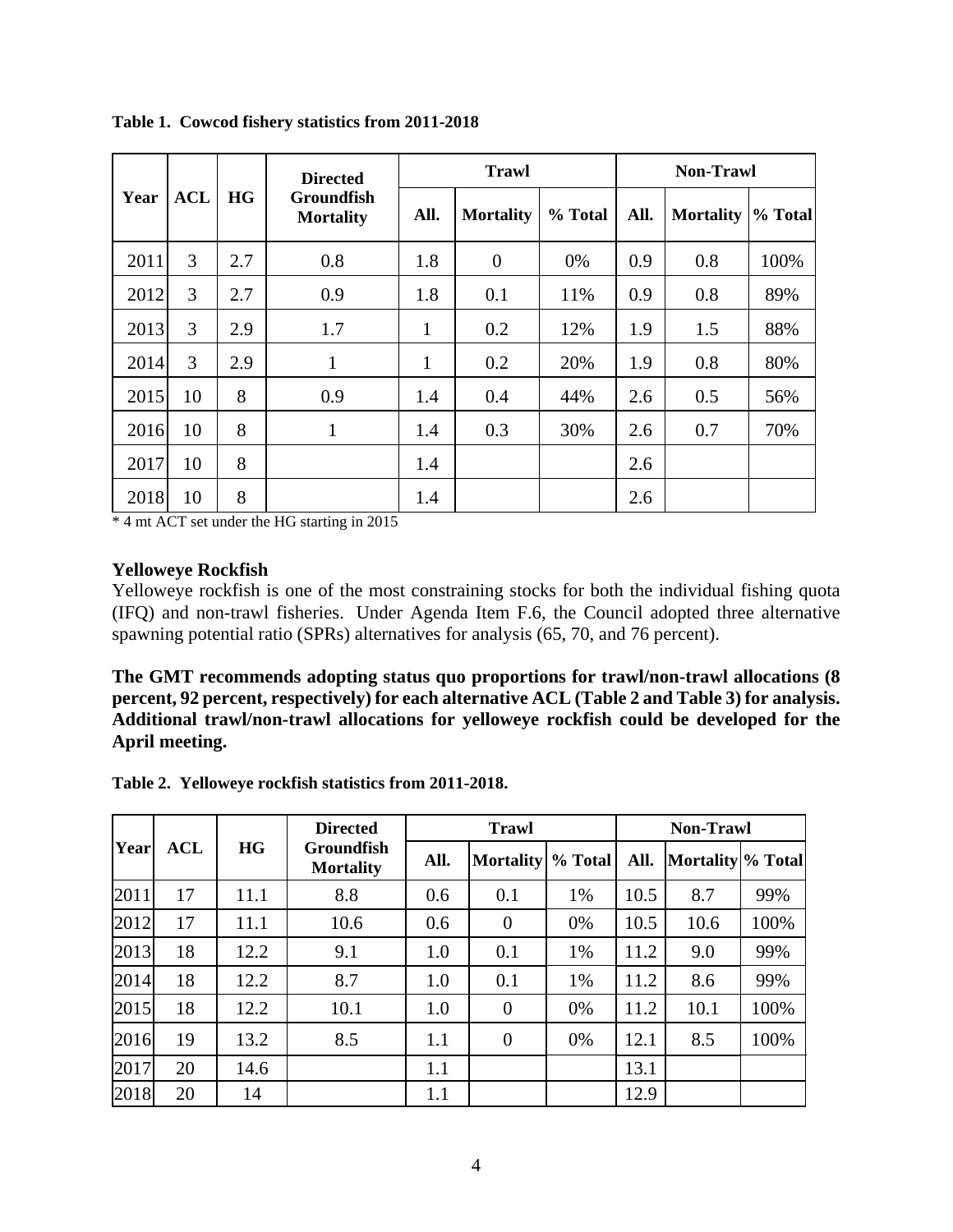**Table 1. Cowcod fishery statistics from 2011-2018**

| Year | ACL | HG | Directed Groundfish Mortality | Trawl | | | Non-Trawl | | |
|---|---|---|---|---|---|---|---|---|---|
| | | | | All. | Mortality | % Total | All. | Mortality | % Total |
| 2011 | 3 | 2.7 | 0.8 | 1.8 | 0 | 0% | 0.9 | 0.8 | 100% |
| 2012 | 3 | 2.7 | 0.9 | 1.8 | 0.1 | 11% | 0.9 | 0.8 | 89% |
| 2013 | 3 | 2.9 | 1.7 | 1 | 0.2 | 12% | 1.9 | 1.5 | 88% |
| 2014 | 3 | 2.9 | 1 | 1 | 0.2 | 20% | 1.9 | 0.8 | 80% |
| 2015 | 10 | 8 | 0.9 | 1.4 | 0.4 | 44% | 2.6 | 0.5 | 56% |
| 2016 | 10 | 8 | 1 | 1.4 | 0.3 | 30% | 2.6 | 0.7 | 70% |
| 2017 | 10 | 8 | | 1.4 | | | 2.6 | | |
| 2018 | 10 | 8 | | 1.4 | | | 2.6 | | |

* 4 mt ACT set under the HG starting in 2015

**Yelloweye Rockfish**

Yelloweye rockfish is one of the most constraining stocks for both the individual fishing quota (IFQ) and non-trawl fisheries. Under Agenda Item F.6, the Council adopted three alternative spawning potential ratio (SPRs) alternatives for analysis (65, 70, and 76 percent).

**The GMT recommends adopting status quo proportions for trawl/non-trawl allocations (8 percent, 92 percent, respectively) for each alternative ACL (Table 2 and Table 3) for analysis. Additional trawl/non-trawl allocations for yelloweye rockfish could be developed for the April meeting.**

**Table 2. Yelloweye rockfish statistics from 2011-2018.**

| Year | ACL | HG | Directed Groundfish Mortality | Trawl | | | Non-Trawl | | |
|---|---|---|---|---|---|---|---|---|---|
| | | | | All. | Mortality | % Total | All. | Mortality | % Total |
| 2011 | 17 | 11.1 | 8.8 | 0.6 | 0.1 | 1% | 10.5 | 8.7 | 99% |
| 2012 | 17 | 11.1 | 10.6 | 0.6 | 0 | 0% | 10.5 | 10.6 | 100% |
| 2013 | 18 | 12.2 | 9.1 | 1.0 | 0.1 | 1% | 11.2 | 9.0 | 99% |
| 2014 | 18 | 12.2 | 8.7 | 1.0 | 0.1 | 1% | 11.2 | 8.6 | 99% |
| 2015 | 18 | 12.2 | 10.1 | 1.0 | 0 | 0% | 11.2 | 10.1 | 100% |
| 2016 | 19 | 13.2 | 8.5 | 1.1 | 0 | 0% | 12.1 | 8.5 | 100% |
| 2017 | 20 | 14.6 | | 1.1 | | | 13.1 | | |
| 2018 | 20 | 14 | | 1.1 | | | 12.9 | | |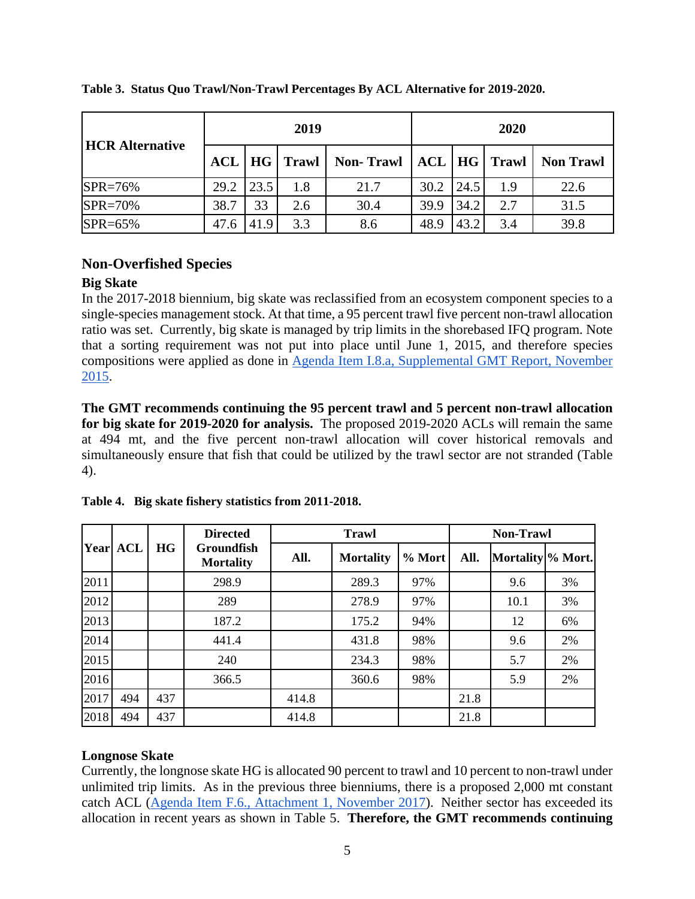**Table 3. Status Quo Trawl/Non-Trawl Percentages By ACL Alternative for 2019-2020.**

| HCR Alternative | 2019 | | | | 2020 | | | |
|---|---|---|---|---|---|---|---|---|
| | ACL | HG | Trawl | Non- Trawl | ACL | HG | Trawl | Non Trawl |
| SPR=76% | 29.2 | 23.5 | 1.8 | 21.7 | 30.2 | 24.5 | 1.9 | 22.6 |
| SPR=70% | 38.7 | 33 | 2.6 | 30.4 | 39.9 | 34.2 | 2.7 | 31.5 |
| SPR=65% | 47.6 | 41.9 | 3.3 | 8.6 | 48.9 | 43.2 | 3.4 | 39.8 |

## Non-Overfished Species

### Big Skate

In the 2017-2018 biennium, big skate was reclassified from an ecosystem component species to a single-species management stock. At that time, a 95 percent trawl five percent non-trawl allocation ratio was set. Currently, big skate is managed by trip limits in the shorebased IFQ program. Note that a sorting requirement was not put into place until June 1, 2015, and therefore species compositions were applied as done in Agenda Item I.8.a, Supplemental GMT Report, November 2015.

**The GMT recommends continuing the 95 percent trawl and 5 percent non-trawl allocation for big skate for 2019-2020 for analysis.** The proposed 2019-2020 ACLs will remain the same at 494 mt, and the five percent non-trawl allocation will cover historical removals and simultaneously ensure that fish that could be utilized by the trawl sector are not stranded (Table 4).

**Table 4. Big skate fishery statistics from 2011-2018.**

| Year | ACL | HG | Directed Groundfish Mortality | Trawl | | | Non-Trawl | | |
|---|---|---|---|---|---|---|---|---|---|
| | | | | All. | Mortality | % Mort | All. | Mortality | % Mort. |
| 2011 | | | 298.9 | | 289.3 | 97% | | 9.6 | 3% |
| 2012 | | | 289 | | 278.9 | 97% | | 10.1 | 3% |
| 2013 | | | 187.2 | | 175.2 | 94% | | 12 | 6% |
| 2014 | | | 441.4 | | 431.8 | 98% | | 9.6 | 2% |
| 2015 | | | 240 | | 234.3 | 98% | | 5.7 | 2% |
| 2016 | | | 366.5 | | 360.6 | 98% | | 5.9 | 2% |
| 2017 | 494 | 437 | | 414.8 | | | 21.8 | | |
| 2018 | 494 | 437 | | 414.8 | | | 21.8 | | |

### Longnose Skate

Currently, the longnose skate HG is allocated 90 percent to trawl and 10 percent to non-trawl under unlimited trip limits. As in the previous three bienniums, there is a proposed 2,000 mt constant catch ACL (Agenda Item F.6., Attachment 1, November 2017). Neither sector has exceeded its allocation in recent years as shown in Table 5. **Therefore, the GMT recommends continuing**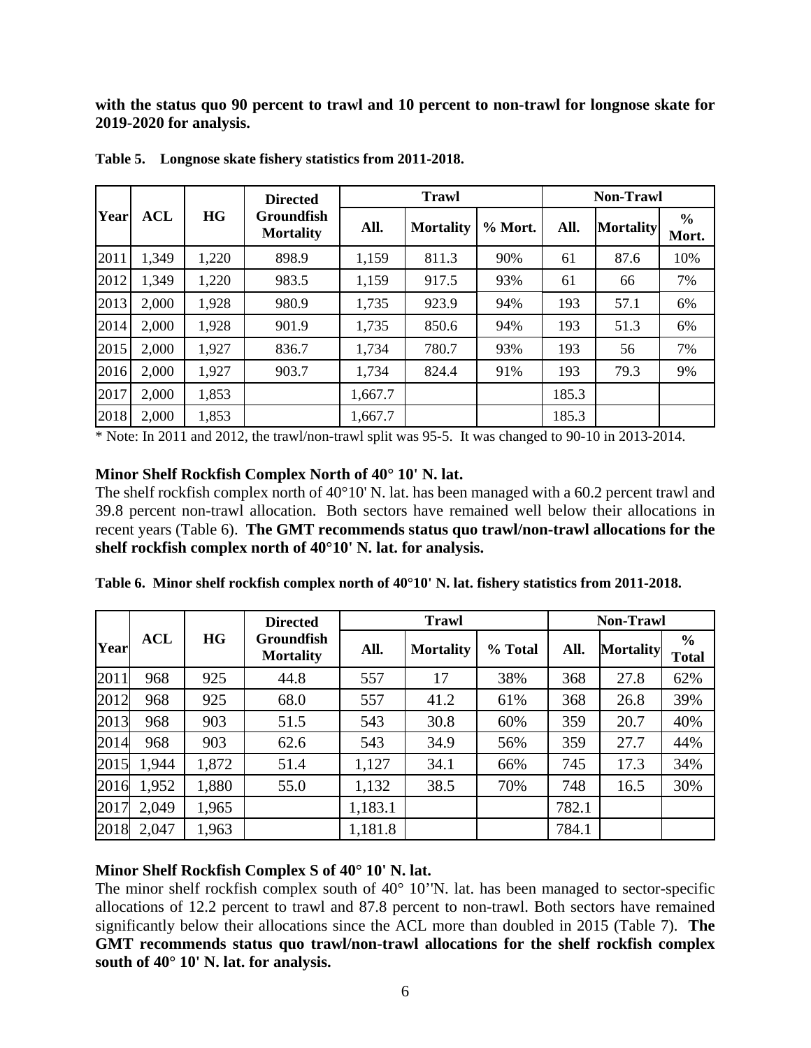**with the status quo 90 percent to trawl and 10 percent to non-trawl for longnose skate for 2019-2020 for analysis.**

**Table 5. Longnose skate fishery statistics from 2011-2018.**

| Year | ACL | HG | Directed Groundfish Mortality | Trawl | | | Non-Trawl | | |
|---|---|---|---|---|---|---|---|---|---|
| | | | | All. | Mortality | % Mort. | All. | Mortality | % Mort. |
| 2011 | 1,349 | 1,220 | 898.9 | 1,159 | 811.3 | 90% | 61 | 87.6 | 10% |
| 2012 | 1,349 | 1,220 | 983.5 | 1,159 | 917.5 | 93% | 61 | 66 | 7% |
| 2013 | 2,000 | 1,928 | 980.9 | 1,735 | 923.9 | 94% | 193 | 57.1 | 6% |
| 2014 | 2,000 | 1,928 | 901.9 | 1,735 | 850.6 | 94% | 193 | 51.3 | 6% |
| 2015 | 2,000 | 1,927 | 836.7 | 1,734 | 780.7 | 93% | 193 | 56 | 7% |
| 2016 | 2,000 | 1,927 | 903.7 | 1,734 | 824.4 | 91% | 193 | 79.3 | 9% |
| 2017 | 2,000 | 1,853 | | 1,667.7 | | | 185.3 | | |
| 2018 | 2,000 | 1,853 | | 1,667.7 | | | 185.3 | | |

* Note: In 2011 and 2012, the trawl/non-trawl split was 95-5. It was changed to 90-10 in 2013-2014.

### Minor Shelf Rockfish Complex North of 40° 10' N. lat.

The shelf rockfish complex north of 40°10' N. lat. has been managed with a 60.2 percent trawl and 39.8 percent non-trawl allocation. Both sectors have remained well below their allocations in recent years (Table 6). **The GMT recommends status quo trawl/non-trawl allocations for the shelf rockfish complex north of 40°10' N. lat. for analysis.**

**Table 6. Minor shelf rockfish complex north of 40°10' N. lat. fishery statistics from 2011-2018.**

| Year | ACL | HG | Directed Groundfish Mortality | Trawl | | | Non-Trawl | | |
|---|---|---|---|---|---|---|---|---|---|
| | | | | All. | Mortality | % Total | All. | Mortality | % Total |
| 2011 | 968 | 925 | 44.8 | 557 | 17 | 38% | 368 | 27.8 | 62% |
| 2012 | 968 | 925 | 68.0 | 557 | 41.2 | 61% | 368 | 26.8 | 39% |
| 2013 | 968 | 903 | 51.5 | 543 | 30.8 | 60% | 359 | 20.7 | 40% |
| 2014 | 968 | 903 | 62.6 | 543 | 34.9 | 56% | 359 | 27.7 | 44% |
| 2015 | 1,944 | 1,872 | 51.4 | 1,127 | 34.1 | 66% | 745 | 17.3 | 34% |
| 2016 | 1,952 | 1,880 | 55.0 | 1,132 | 38.5 | 70% | 748 | 16.5 | 30% |
| 2017 | 2,049 | 1,965 | | 1,183.1 | | | 782.1 | | |
| 2018 | 2,047 | 1,963 | | 1,181.8 | | | 784.1 | | |

### Minor Shelf Rockfish Complex S of 40° 10' N. lat.

The minor shelf rockfish complex south of 40° 10''N. lat. has been managed to sector-specific allocations of 12.2 percent to trawl and 87.8 percent to non-trawl. Both sectors have remained significantly below their allocations since the ACL more than doubled in 2015 (Table 7). **The GMT recommends status quo trawl/non-trawl allocations for the shelf rockfish complex south of 40° 10' N. lat. for analysis.**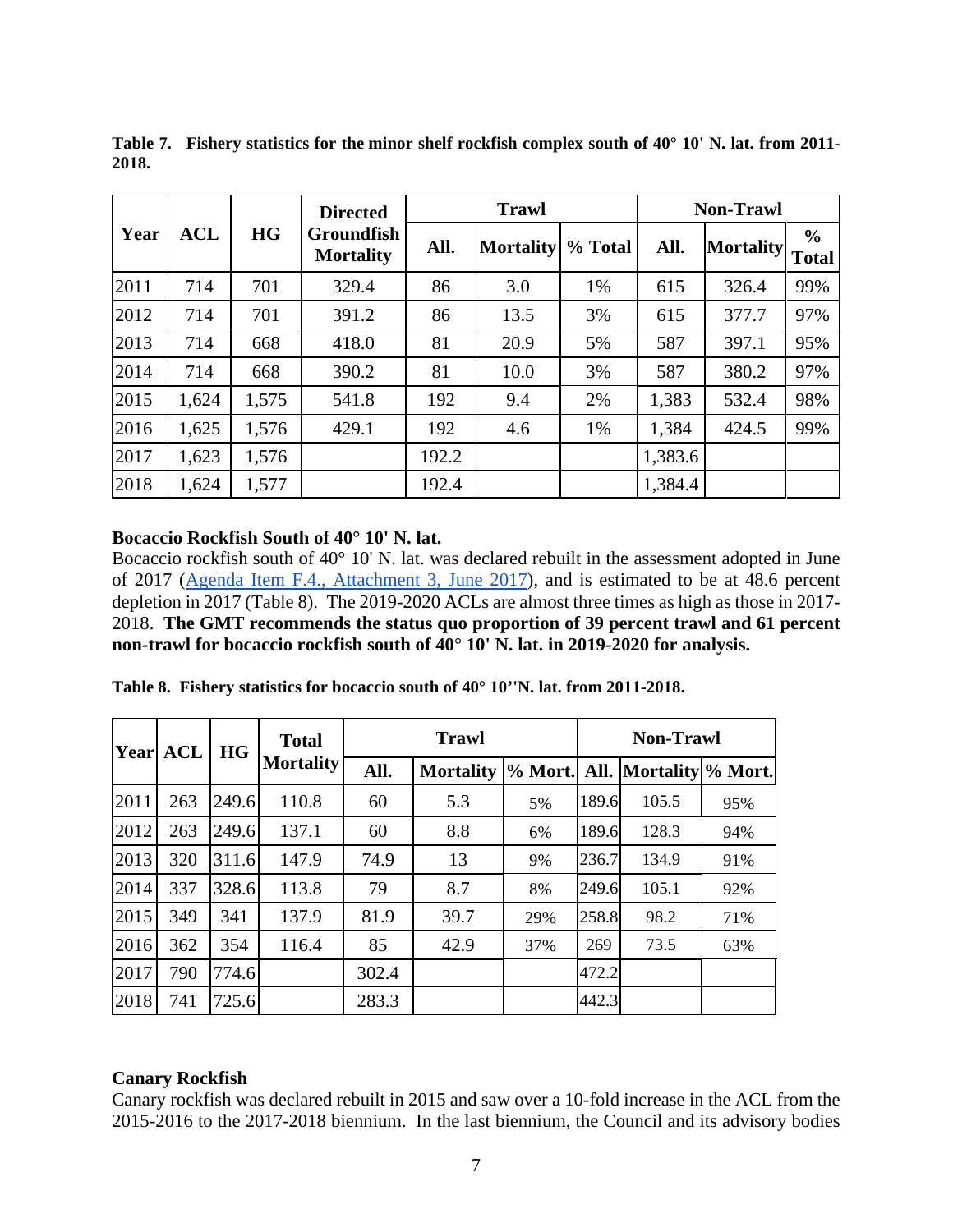**Table 7. Fishery statistics for the minor shelf rockfish complex south of 40° 10' N. lat. from 2011-2018.**

| Year | ACL | HG | Directed Groundfish Mortality | Trawl | | | Non-Trawl | | |
|---|---|---|---|---|---|---|---|---|---|
| | | | | All. | Mortality | % Total | All. | Mortality | % Total |
| 2011 | 714 | 701 | 329.4 | 86 | 3.0 | 1% | 615 | 326.4 | 99% |
| 2012 | 714 | 701 | 391.2 | 86 | 13.5 | 3% | 615 | 377.7 | 97% |
| 2013 | 714 | 668 | 418.0 | 81 | 20.9 | 5% | 587 | 397.1 | 95% |
| 2014 | 714 | 668 | 390.2 | 81 | 10.0 | 3% | 587 | 380.2 | 97% |
| 2015 | 1,624 | 1,575 | 541.8 | 192 | 9.4 | 2% | 1,383 | 532.4 | 98% |
| 2016 | 1,625 | 1,576 | 429.1 | 192 | 4.6 | 1% | 1,384 | 424.5 | 99% |
| 2017 | 1,623 | 1,576 | | 192.2 | | | 1,383.6 | | |
| 2018 | 1,624 | 1,577 | | 192.4 | | | 1,384.4 | | |

**Bocaccio Rockfish South of 40° 10' N. lat.**

Bocaccio rockfish south of 40° 10' N. lat. was declared rebuilt in the assessment adopted in June of 2017 (Agenda Item F.4., Attachment 3, June 2017), and is estimated to be at 48.6 percent depletion in 2017 (Table 8). The 2019-2020 ACLs are almost three times as high as those in 2017-2018. **The GMT recommends the status quo proportion of 39 percent trawl and 61 percent non-trawl for bocaccio rockfish south of 40° 10' N. lat. in 2019-2020 for analysis.**

**Table 8. Fishery statistics for bocaccio south of 40° 10''N. lat. from 2011-2018.**

| Year | ACL | HG | Total Mortality | Trawl | | | Non-Trawl | | |
|---|---|---|---|---|---|---|---|---|---|
| | | | | All. | Mortality | % Mort. | All. | Mortality | % Mort. |
| 2011 | 263 | 249.6 | 110.8 | 60 | 5.3 | 5% | 189.6 | 105.5 | 95% |
| 2012 | 263 | 249.6 | 137.1 | 60 | 8.8 | 6% | 189.6 | 128.3 | 94% |
| 2013 | 320 | 311.6 | 147.9 | 74.9 | 13 | 9% | 236.7 | 134.9 | 91% |
| 2014 | 337 | 328.6 | 113.8 | 79 | 8.7 | 8% | 249.6 | 105.1 | 92% |
| 2015 | 349 | 341 | 137.9 | 81.9 | 39.7 | 29% | 258.8 | 98.2 | 71% |
| 2016 | 362 | 354 | 116.4 | 85 | 42.9 | 37% | 269 | 73.5 | 63% |
| 2017 | 790 | 774.6 | | 302.4 | | | 472.2 | | |
| 2018 | 741 | 725.6 | | 283.3 | | | 442.3 | | |

**Canary Rockfish**

Canary rockfish was declared rebuilt in 2015 and saw over a 10-fold increase in the ACL from the 2015-2016 to the 2017-2018 biennium. In the last biennium, the Council and its advisory bodies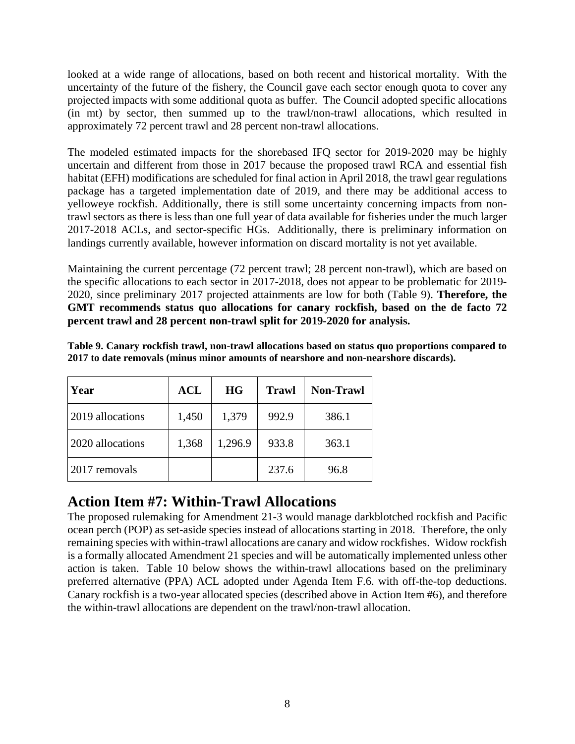looked at a wide range of allocations, based on both recent and historical mortality. With the uncertainty of the future of the fishery, the Council gave each sector enough quota to cover any projected impacts with some additional quota as buffer. The Council adopted specific allocations (in mt) by sector, then summed up to the trawl/non-trawl allocations, which resulted in approximately 72 percent trawl and 28 percent non-trawl allocations.

The modeled estimated impacts for the shorebased IFQ sector for 2019-2020 may be highly uncertain and different from those in 2017 because the proposed trawl RCA and essential fish habitat (EFH) modifications are scheduled for final action in April 2018, the trawl gear regulations package has a targeted implementation date of 2019, and there may be additional access to yelloweye rockfish. Additionally, there is still some uncertainty concerning impacts from non-trawl sectors as there is less than one full year of data available for fisheries under the much larger 2017-2018 ACLs, and sector-specific HGs. Additionally, there is preliminary information on landings currently available, however information on discard mortality is not yet available.

Maintaining the current percentage (72 percent trawl; 28 percent non-trawl), which are based on the specific allocations to each sector in 2017-2018, does not appear to be problematic for 2019-2020, since preliminary 2017 projected attainments are low for both (Table 9). **Therefore, the GMT recommends status quo allocations for canary rockfish, based on the de facto 72 percent trawl and 28 percent non-trawl split for 2019-2020 for analysis.**

**Table 9. Canary rockfish trawl, non-trawl allocations based on status quo proportions compared to 2017 to date removals (minus minor amounts of nearshore and non-nearshore discards).**

| Year | ACL | HG | Trawl | Non-Trawl |
|---|---|---|---|---|
| 2019 allocations | 1,450 | 1,379 | 992.9 | 386.1 |
| 2020 allocations | 1,368 | 1,296.9 | 933.8 | 363.1 |
| 2017 removals | | | 237.6 | 96.8 |

## Action Item #7: Within-Trawl Allocations

The proposed rulemaking for Amendment 21-3 would manage darkblotched rockfish and Pacific ocean perch (POP) as set-aside species instead of allocations starting in 2018. Therefore, the only remaining species with within-trawl allocations are canary and widow rockfishes. Widow rockfish is a formally allocated Amendment 21 species and will be automatically implemented unless other action is taken. Table 10 below shows the within-trawl allocations based on the preliminary preferred alternative (PPA) ACL adopted under Agenda Item F.6. with off-the-top deductions. Canary rockfish is a two-year allocated species (described above in Action Item #6), and therefore the within-trawl allocations are dependent on the trawl/non-trawl allocation.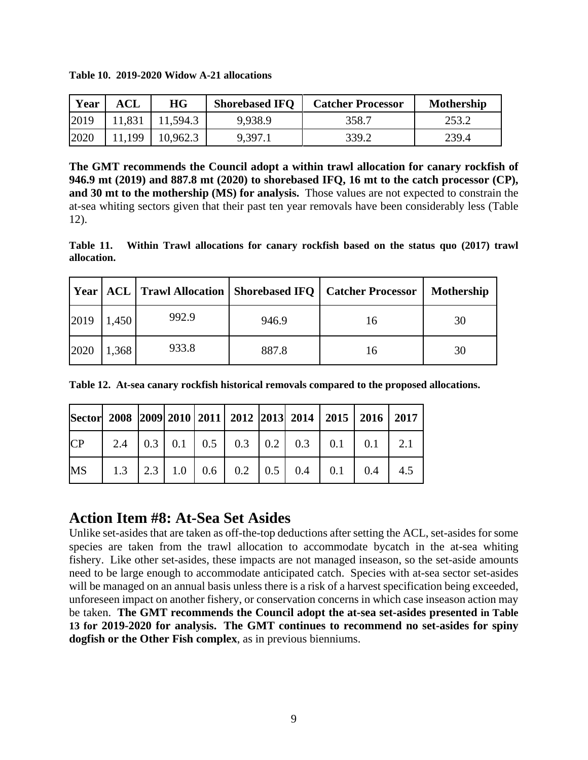**Table 10. 2019-2020 Widow A-21 allocations**

| Year | ACL | HG | Shorebased IFQ | Catcher Processor | Mothership |
|---|---|---|---|---|---|
| 2019 | 11,831 | 11,594.3 | 9,938.9 | 358.7 | 253.2 |
| 2020 | 11,199 | 10,962.3 | 9,397.1 | 339.2 | 239.4 |

**The GMT recommends the Council adopt a within trawl allocation for canary rockfish of 946.9 mt (2019) and 887.8 mt (2020) to shorebased IFQ, 16 mt to the catch processor (CP), and 30 mt to the mothership (MS) for analysis.** Those values are not expected to constrain the at-sea whiting sectors given that their past ten year removals have been considerably less (Table 12).

**Table 11. Within Trawl allocations for canary rockfish based on the status quo (2017) trawl allocation.**

| Year | ACL | Trawl Allocation | Shorebased IFQ | Catcher Processor | Mothership |
|---|---|---|---|---|---|
| 2019 | 1,450 | 992.9 | 946.9 | 16 | 30 |
| 2020 | 1,368 | 933.8 | 887.8 | 16 | 30 |

**Table 12. At-sea canary rockfish historical removals compared to the proposed allocations.**

| Sector | 2008 | 2009 | 2010 | 2011 | 2012 | 2013 | 2014 | 2015 | 2016 | 2017 |
|---|---|---|---|---|---|---|---|---|---|---|
| CP | 2.4 | 0.3 | 0.1 | 0.5 | 0.3 | 0.2 | 0.3 | 0.1 | 0.1 | 2.1 |
| MS | 1.3 | 2.3 | 1.0 | 0.6 | 0.2 | 0.5 | 0.4 | 0.1 | 0.4 | 4.5 |

## Action Item #8: At-Sea Set Asides

Unlike set-asides that are taken as off-the-top deductions after setting the ACL, set-asides for some species are taken from the trawl allocation to accommodate bycatch in the at-sea whiting fishery. Like other set-asides, these impacts are not managed inseason, so the set-aside amounts need to be large enough to accommodate anticipated catch. Species with at-sea sector set-asides will be managed on an annual basis unless there is a risk of a harvest specification being exceeded, unforeseen impact on another fishery, or conservation concerns in which case inseason action may be taken. **The GMT recommends the Council adopt the at-sea set-asides presented in Table 13 for 2019-2020 for analysis. The GMT continues to recommend no set-asides for spiny dogfish or the Other Fish complex**, as in previous bienniums.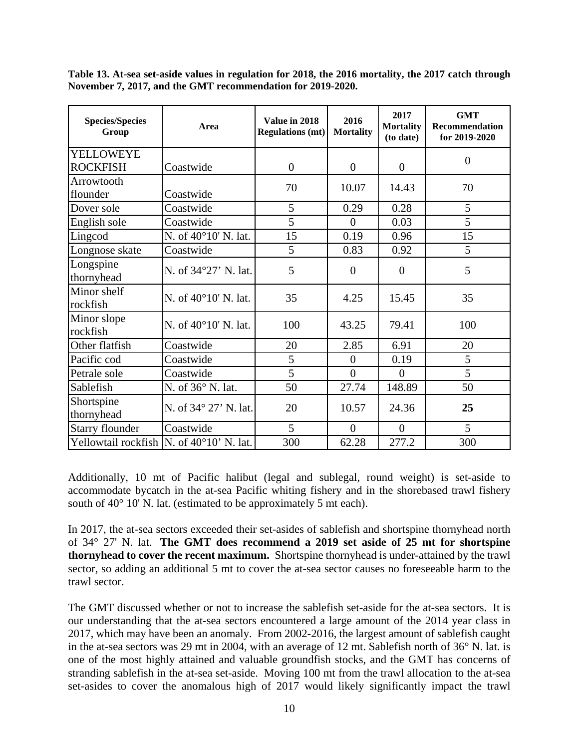**Table 13. At-sea set-aside values in regulation for 2018, the 2016 mortality, the 2017 catch through November 7, 2017, and the GMT recommendation for 2019-2020.**

| Species/Species Group | Area | Value in 2018 Regulations (mt) | 2016 Mortality | 2017 Mortality (to date) | GMT Recommendation for 2019-2020 |
|---|---|---|---|---|---|
| YELLOWEYE ROCKFISH | Coastwide | 0 | 0 | 0 | 0 |
| Arrowtooth flounder | Coastwide | 70 | 10.07 | 14.43 | 70 |
| Dover sole | Coastwide | 5 | 0.29 | 0.28 | 5 |
| English sole | Coastwide | 5 | 0 | 0.03 | 5 |
| Lingcod | N. of 40°10' N. lat. | 15 | 0.19 | 0.96 | 15 |
| Longnose skate | Coastwide | 5 | 0.83 | 0.92 | 5 |
| Longspine thornyhead | N. of 34°27' N. lat. | 5 | 0 | 0 | 5 |
| Minor shelf rockfish | N. of 40°10' N. lat. | 35 | 4.25 | 15.45 | 35 |
| Minor slope rockfish | N. of 40°10' N. lat. | 100 | 43.25 | 79.41 | 100 |
| Other flatfish | Coastwide | 20 | 2.85 | 6.91 | 20 |
| Pacific cod | Coastwide | 5 | 0 | 0.19 | 5 |
| Petrale sole | Coastwide | 5 | 0 | 0 | 5 |
| Sablefish | N. of 36° N. lat. | 50 | 27.74 | 148.89 | 50 |
| Shortspine thornyhead | N. of 34° 27' N. lat. | 20 | 10.57 | 24.36 | **25** |
| Starry flounder | Coastwide | 5 | 0 | 0 | 5 |
| Yellowtail rockfish | N. of 40°10' N. lat. | 300 | 62.28 | 277.2 | 300 |

Additionally, 10 mt of Pacific halibut (legal and sublegal, round weight) is set-aside to accommodate bycatch in the at-sea Pacific whiting fishery and in the shorebased trawl fishery south of 40° 10' N. lat. (estimated to be approximately 5 mt each).

In 2017, the at-sea sectors exceeded their set-asides of sablefish and shortspine thornyhead north of 34° 27' N. lat. **The GMT does recommend a 2019 set aside of 25 mt for shortspine thornyhead to cover the recent maximum.** Shortspine thornyhead is under-attained by the trawl sector, so adding an additional 5 mt to cover the at-sea sector causes no foreseeable harm to the trawl sector.

The GMT discussed whether or not to increase the sablefish set-aside for the at-sea sectors. It is our understanding that the at-sea sectors encountered a large amount of the 2014 year class in 2017, which may have been an anomaly. From 2002-2016, the largest amount of sablefish caught in the at-sea sectors was 29 mt in 2004, with an average of 12 mt. Sablefish north of 36° N. lat. is one of the most highly attained and valuable groundfish stocks, and the GMT has concerns of stranding sablefish in the at-sea set-aside. Moving 100 mt from the trawl allocation to the at-sea set-asides to cover the anomalous high of 2017 would likely significantly impact the trawl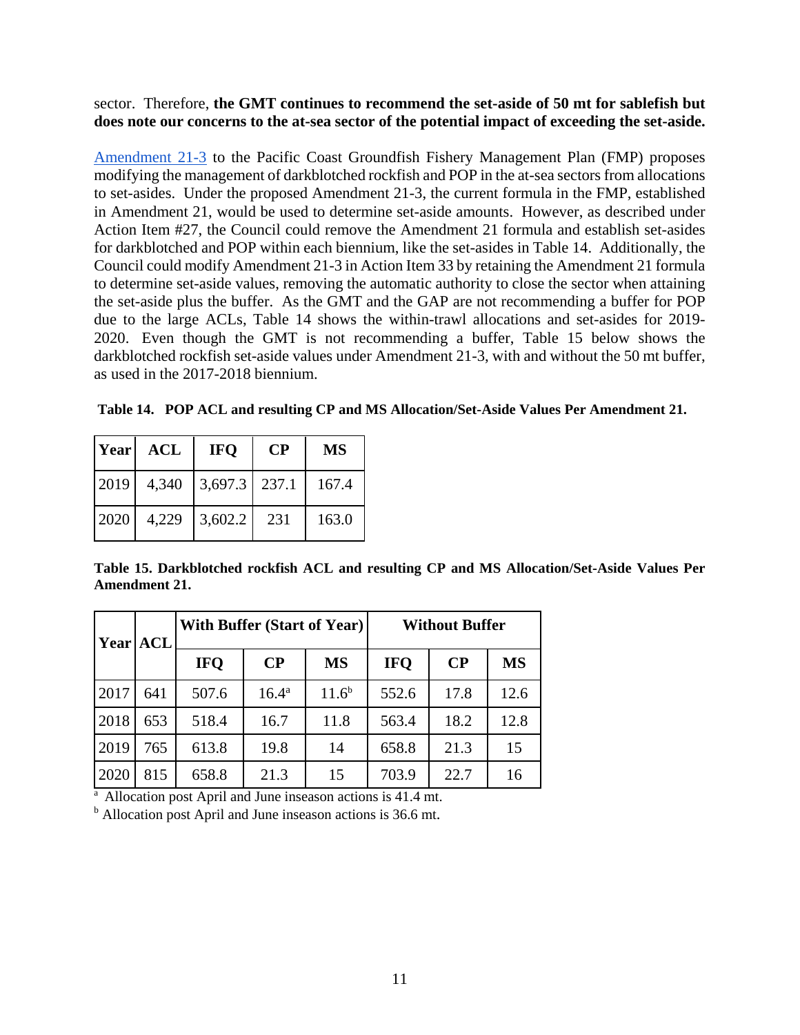sector. Therefore, **the GMT continues to recommend the set-aside of 50 mt for sablefish but does note our concerns to the at-sea sector of the potential impact of exceeding the set-aside.**

[Amendment 21-3](Amendment 21-3) to the Pacific Coast Groundfish Fishery Management Plan (FMP) proposes modifying the management of darkblotched rockfish and POP in the at-sea sectors from allocations to set-asides. Under the proposed Amendment 21-3, the current formula in the FMP, established in Amendment 21, would be used to determine set-aside amounts. However, as described under Action Item #27, the Council could remove the Amendment 21 formula and establish set-asides for darkblotched and POP within each biennium, like the set-asides in Table 14. Additionally, the Council could modify Amendment 21-3 in Action Item 33 by retaining the Amendment 21 formula to determine set-aside values, removing the automatic authority to close the sector when attaining the set-aside plus the buffer. As the GMT and the GAP are not recommending a buffer for POP due to the large ACLs, Table 14 shows the within-trawl allocations and set-asides for 2019-2020. Even though the GMT is not recommending a buffer, Table 15 below shows the darkblotched rockfish set-aside values under Amendment 21-3, with and without the 50 mt buffer, as used in the 2017-2018 biennium.

**Table 14. POP ACL and resulting CP and MS Allocation/Set-Aside Values Per Amendment 21.**

| Year | ACL | IFQ | CP | MS |
|---|---|---|---|---|
| 2019 | 4,340 | 3,697.3 | 237.1 | 167.4 |
| 2020 | 4,229 | 3,602.2 | 231 | 163.0 |

**Table 15. Darkblotched rockfish ACL and resulting CP and MS Allocation/Set-Aside Values Per Amendment 21.**

| Year | ACL | With Buffer (Start of Year) | | | Without Buffer | | |
|---|---|---|---|---|---|---|---|
| | | IFQ | CP | MS | IFQ | CP | MS |
| 2017 | 641 | 507.6 | 16.4[a] | 11.6[b] | 552.6 | 17.8 | 12.6 |
| 2018 | 653 | 518.4 | 16.7 | 11.8 | 563.4 | 18.2 | 12.8 |
| 2019 | 765 | 613.8 | 19.8 | 14 | 658.8 | 21.3 | 15 |
| 2020 | 815 | 658.8 | 21.3 | 15 | 703.9 | 22.7 | 16 |

[a] Allocation post April and June inseason actions is 41.4 mt.

[b] Allocation post April and June inseason actions is 36.6 mt.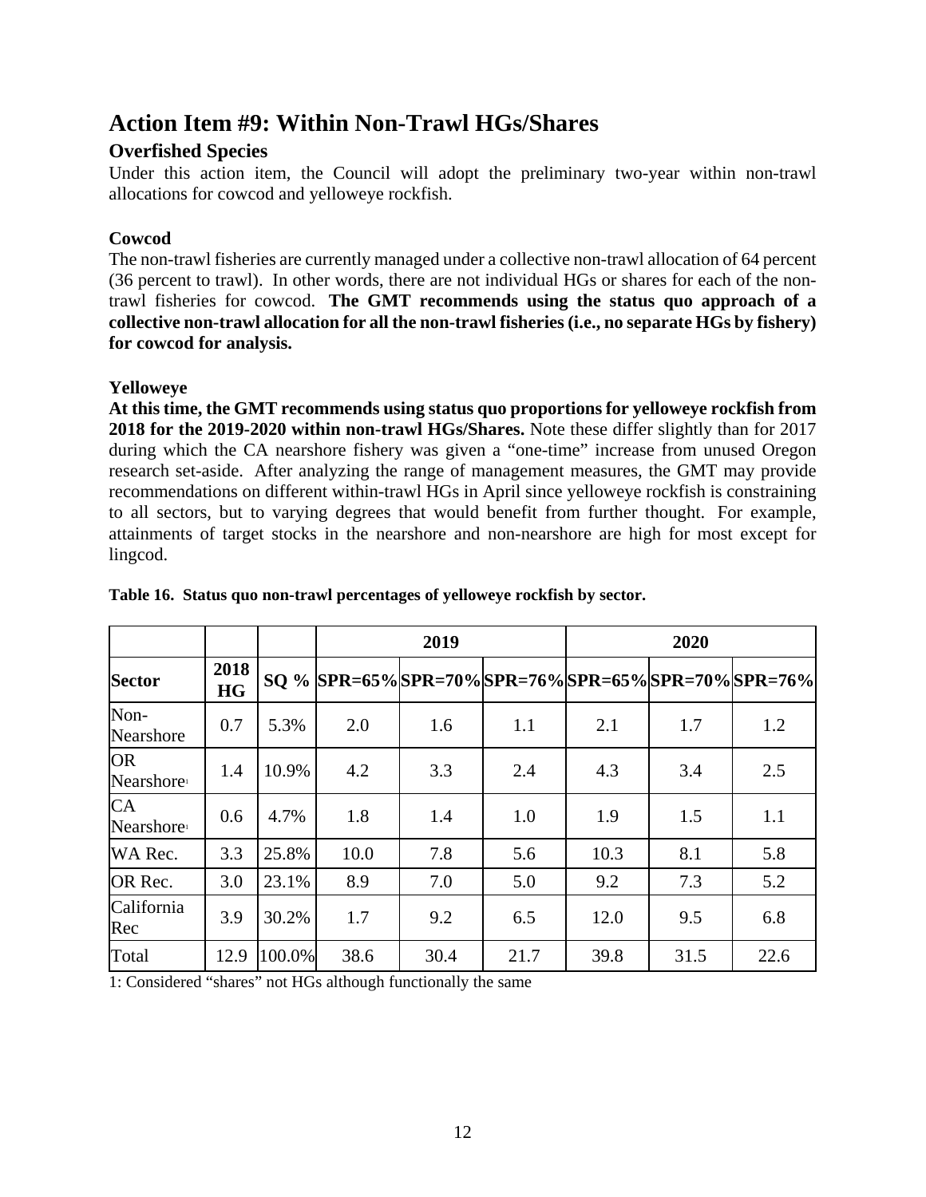# Action Item #9: Within Non-Trawl HGs/Shares

## Overfished Species

Under this action item, the Council will adopt the preliminary two-year within non-trawl allocations for cowcod and yelloweye rockfish.

### Cowcod

The non-trawl fisheries are currently managed under a collective non-trawl allocation of 64 percent (36 percent to trawl). In other words, there are not individual HGs or shares for each of the non-trawl fisheries for cowcod. **The GMT recommends using the status quo approach of a collective non-trawl allocation for all the non-trawl fisheries (i.e., no separate HGs by fishery) for cowcod for analysis.**

### Yelloweye

**At this time, the GMT recommends using status quo proportions for yelloweye rockfish from 2018 for the 2019-2020 within non-trawl HGs/Shares.** Note these differ slightly than for 2017 during which the CA nearshore fishery was given a "one-time" increase from unused Oregon research set-aside. After analyzing the range of management measures, the GMT may provide recommendations on different within-trawl HGs in April since yelloweye rockfish is constraining to all sectors, but to varying degrees that would benefit from further thought. For example, attainments of target stocks in the nearshore and non-nearshore are high for most except for lingcod.

**Table 16. Status quo non-trawl percentages of yelloweye rockfish by sector.**

| | | | 2019 | | | 2020 | | |
|---|---|---|---|---|---|---|---|---|
| **Sector** | **2018 HG** | **SQ %** | **SPR=65%** | **SPR=70%** | **SPR=76%** | **SPR=65%** | **SPR=70%** | **SPR=76%** |
| Non-Nearshore | 0.7 | 5.3% | 2.0 | 1.6 | 1.1 | 2.1 | 1.7 | 1.2 |
| OR Nearshore[1] | 1.4 | 10.9% | 4.2 | 3.3 | 2.4 | 4.3 | 3.4 | 2.5 |
| CA Nearshore[1] | 0.6 | 4.7% | 1.8 | 1.4 | 1.0 | 1.9 | 1.5 | 1.1 |
| WA Rec. | 3.3 | 25.8% | 10.0 | 7.8 | 5.6 | 10.3 | 8.1 | 5.8 |
| OR Rec. | 3.0 | 23.1% | 8.9 | 7.0 | 5.0 | 9.2 | 7.3 | 5.2 |
| California Rec | 3.9 | 30.2% | 1.7 | 9.2 | 6.5 | 12.0 | 9.5 | 6.8 |
| Total | 12.9 | 100.0% | 38.6 | 30.4 | 21.7 | 39.8 | 31.5 | 22.6 |

1: Considered "shares" not HGs although functionally the same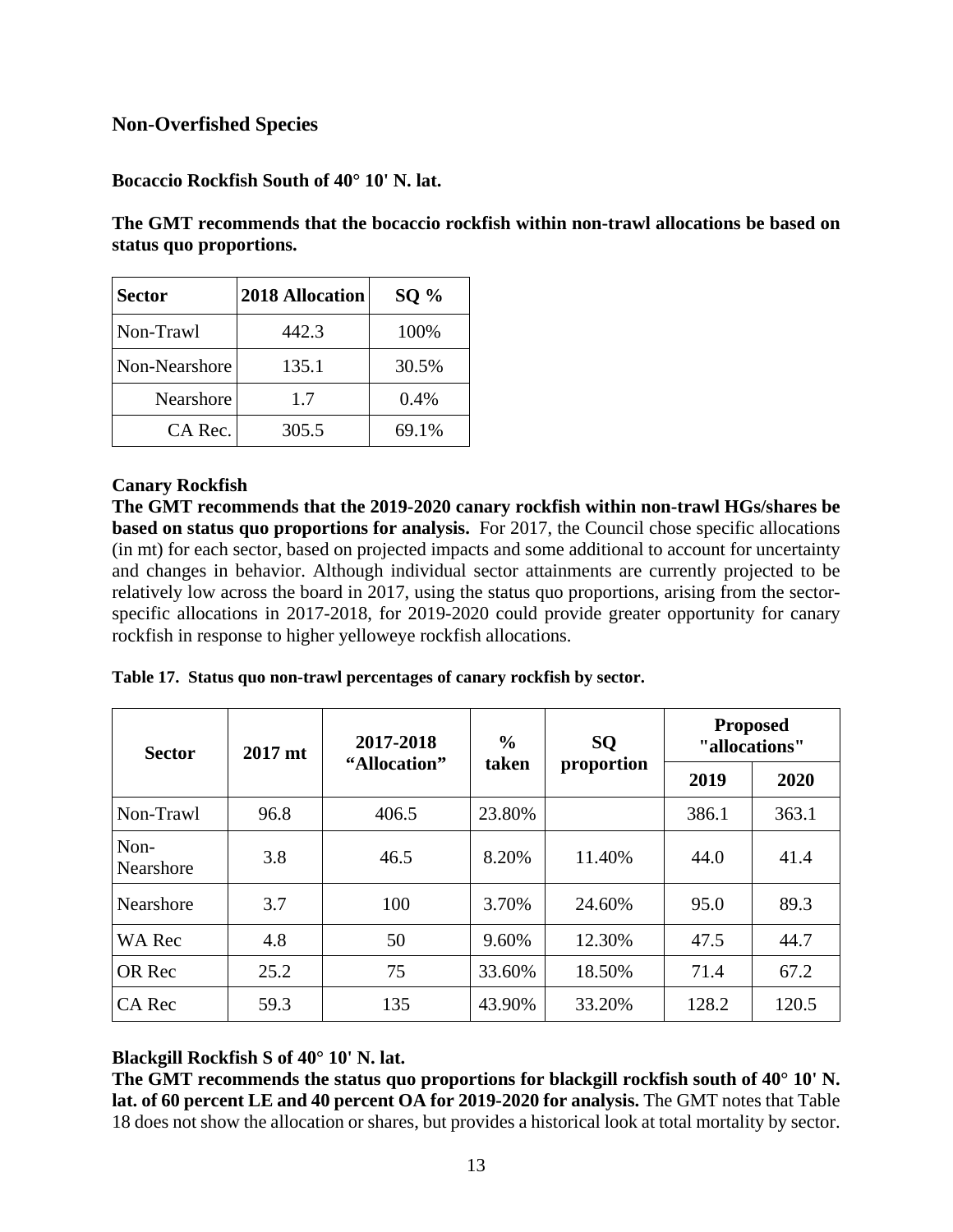## Non-Overfished Species

**Bocaccio Rockfish South of 40° 10' N. lat.**

**The GMT recommends that the bocaccio rockfish within non-trawl allocations be based on status quo proportions.**

| Sector | 2018 Allocation | SQ % |
|---|---|---|
| Non-Trawl | 442.3 | 100% |
| Non-Nearshore | 135.1 | 30.5% |
| Nearshore | 1.7 | 0.4% |
| CA Rec. | 305.5 | 69.1% |

**Canary Rockfish**

**The GMT recommends that the 2019-2020 canary rockfish within non-trawl HGs/shares be based on status quo proportions for analysis.** For 2017, the Council chose specific allocations (in mt) for each sector, based on projected impacts and some additional to account for uncertainty and changes in behavior. Although individual sector attainments are currently projected to be relatively low across the board in 2017, using the status quo proportions, arising from the sector-specific allocations in 2017-2018, for 2019-2020 could provide greater opportunity for canary rockfish in response to higher yelloweye rockfish allocations.

**Table 17. Status quo non-trawl percentages of canary rockfish by sector.**

| Sector | 2017 mt | 2017-2018 "Allocation" | % taken | SQ proportion | Proposed "allocations" | |
|---|---|---|---|---|---|---|
| | | | | | 2019 | 2020 |
| Non-Trawl | 96.8 | 406.5 | 23.80% | | 386.1 | 363.1 |
| Non-Nearshore | 3.8 | 46.5 | 8.20% | 11.40% | 44.0 | 41.4 |
| Nearshore | 3.7 | 100 | 3.70% | 24.60% | 95.0 | 89.3 |
| WA Rec | 4.8 | 50 | 9.60% | 12.30% | 47.5 | 44.7 |
| OR Rec | 25.2 | 75 | 33.60% | 18.50% | 71.4 | 67.2 |
| CA Rec | 59.3 | 135 | 43.90% | 33.20% | 128.2 | 120.5 |

**Blackgill Rockfish S of 40° 10' N. lat.**

**The GMT recommends the status quo proportions for blackgill rockfish south of 40° 10' N. lat. of 60 percent LE and 40 percent OA for 2019-2020 for analysis.** The GMT notes that Table 18 does not show the allocation or shares, but provides a historical look at total mortality by sector.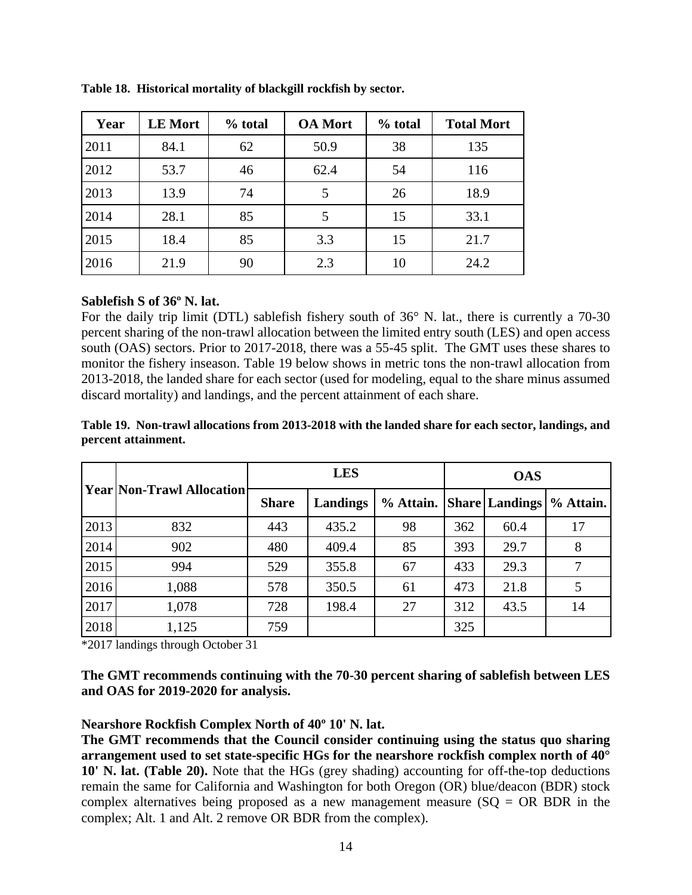**Table 18. Historical mortality of blackgill rockfish by sector.**

| Year | LE Mort | % total | OA Mort | % total | Total Mort |
|---|---|---|---|---|---|
| 2011 | 84.1 | 62 | 50.9 | 38 | 135 |
| 2012 | 53.7 | 46 | 62.4 | 54 | 116 |
| 2013 | 13.9 | 74 | 5 | 26 | 18.9 |
| 2014 | 28.1 | 85 | 5 | 15 | 33.1 |
| 2015 | 18.4 | 85 | 3.3 | 15 | 21.7 |
| 2016 | 21.9 | 90 | 2.3 | 10 | 24.2 |

**Sablefish S of 36º N. lat.**

For the daily trip limit (DTL) sablefish fishery south of 36° N. lat., there is currently a 70-30 percent sharing of the non-trawl allocation between the limited entry south (LES) and open access south (OAS) sectors. Prior to 2017-2018, there was a 55-45 split. The GMT uses these shares to monitor the fishery inseason. Table 19 below shows in metric tons the non-trawl allocation from 2013-2018, the landed share for each sector (used for modeling, equal to the share minus assumed discard mortality) and landings, and the percent attainment of each share.

**Table 19. Non-trawl allocations from 2013-2018 with the landed share for each sector, landings, and percent attainment.**

| Year | Non-Trawl Allocation | LES | | | OAS | | |
|---|---|---|---|---|---|---|---|
| | | Share | Landings | % Attain. | Share | Landings | % Attain. |
| 2013 | 832 | 443 | 435.2 | 98 | 362 | 60.4 | 17 |
| 2014 | 902 | 480 | 409.4 | 85 | 393 | 29.7 | 8 |
| 2015 | 994 | 529 | 355.8 | 67 | 433 | 29.3 | 7 |
| 2016 | 1,088 | 578 | 350.5 | 61 | 473 | 21.8 | 5 |
| 2017 | 1,078 | 728 | 198.4 | 27 | 312 | 43.5 | 14 |
| 2018 | 1,125 | 759 | | | 325 | | |

*2017 landings through October 31

**The GMT recommends continuing with the 70-30 percent sharing of sablefish between LES and OAS for 2019-2020 for analysis.**

**Nearshore Rockfish Complex North of 40º 10' N. lat.**

**The GMT recommends that the Council consider continuing using the status quo sharing arrangement used to set state-specific HGs for the nearshore rockfish complex north of 40° 10' N. lat. (Table 20).** Note that the HGs (grey shading) accounting for off-the-top deductions remain the same for California and Washington for both Oregon (OR) blue/deacon (BDR) stock complex alternatives being proposed as a new management measure (SQ = OR BDR in the complex; Alt. 1 and Alt. 2 remove OR BDR from the complex).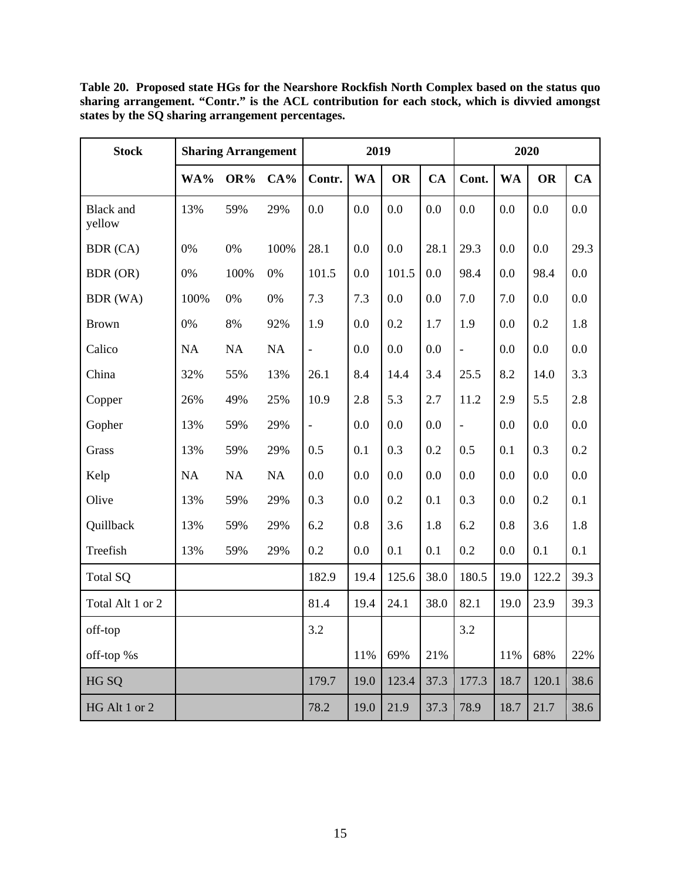**Table 20. Proposed state HGs for the Nearshore Rockfish North Complex based on the status quo sharing arrangement. "Contr." is the ACL contribution for each stock, which is divvied amongst states by the SQ sharing arrangement percentages.**

| Stock | Sharing Arrangement | | | 2019 | | | | 2020 | | | |
|---|---|---|---|---|---|---|---|---|---|---|---|
| | WA% | OR% | CA% | Contr. | WA | OR | CA | Cont. | WA | OR | CA |
| Black and yellow | 13% | 59% | 29% | 0.0 | 0.0 | 0.0 | 0.0 | 0.0 | 0.0 | 0.0 | 0.0 |
| BDR (CA) | 0% | 0% | 100% | 28.1 | 0.0 | 0.0 | 28.1 | 29.3 | 0.0 | 0.0 | 29.3 |
| BDR (OR) | 0% | 100% | 0% | 101.5 | 0.0 | 101.5 | 0.0 | 98.4 | 0.0 | 98.4 | 0.0 |
| BDR (WA) | 100% | 0% | 0% | 7.3 | 7.3 | 0.0 | 0.0 | 7.0 | 7.0 | 0.0 | 0.0 |
| Brown | 0% | 8% | 92% | 1.9 | 0.0 | 0.2 | 1.7 | 1.9 | 0.0 | 0.2 | 1.8 |
| Calico | NA | NA | NA | - | 0.0 | 0.0 | 0.0 | - | 0.0 | 0.0 | 0.0 |
| China | 32% | 55% | 13% | 26.1 | 8.4 | 14.4 | 3.4 | 25.5 | 8.2 | 14.0 | 3.3 |
| Copper | 26% | 49% | 25% | 10.9 | 2.8 | 5.3 | 2.7 | 11.2 | 2.9 | 5.5 | 2.8 |
| Gopher | 13% | 59% | 29% | - | 0.0 | 0.0 | 0.0 | - | 0.0 | 0.0 | 0.0 |
| Grass | 13% | 59% | 29% | 0.5 | 0.1 | 0.3 | 0.2 | 0.5 | 0.1 | 0.3 | 0.2 |
| Kelp | NA | NA | NA | 0.0 | 0.0 | 0.0 | 0.0 | 0.0 | 0.0 | 0.0 | 0.0 |
| Olive | 13% | 59% | 29% | 0.3 | 0.0 | 0.2 | 0.1 | 0.3 | 0.0 | 0.2 | 0.1 |
| Quillback | 13% | 59% | 29% | 6.2 | 0.8 | 3.6 | 1.8 | 6.2 | 0.8 | 3.6 | 1.8 |
| Treefish | 13% | 59% | 29% | 0.2 | 0.0 | 0.1 | 0.1 | 0.2 | 0.0 | 0.1 | 0.1 |
| Total SQ | | | | 182.9 | 19.4 | 125.6 | 38.0 | 180.5 | 19.0 | 122.2 | 39.3 |
| Total Alt 1 or 2 | | | | 81.4 | 19.4 | 24.1 | 38.0 | 82.1 | 19.0 | 23.9 | 39.3 |
| off-top | | | | 3.2 | | | | 3.2 | | | |
| off-top %s | | | | | 11% | 69% | 21% | | 11% | 68% | 22% |
| HG SQ | | | | 179.7 | 19.0 | 123.4 | 37.3 | 177.3 | 18.7 | 120.1 | 38.6 |
| HG Alt 1 or 2 | | | | 78.2 | 19.0 | 21.9 | 37.3 | 78.9 | 18.7 | 21.7 | 38.6 |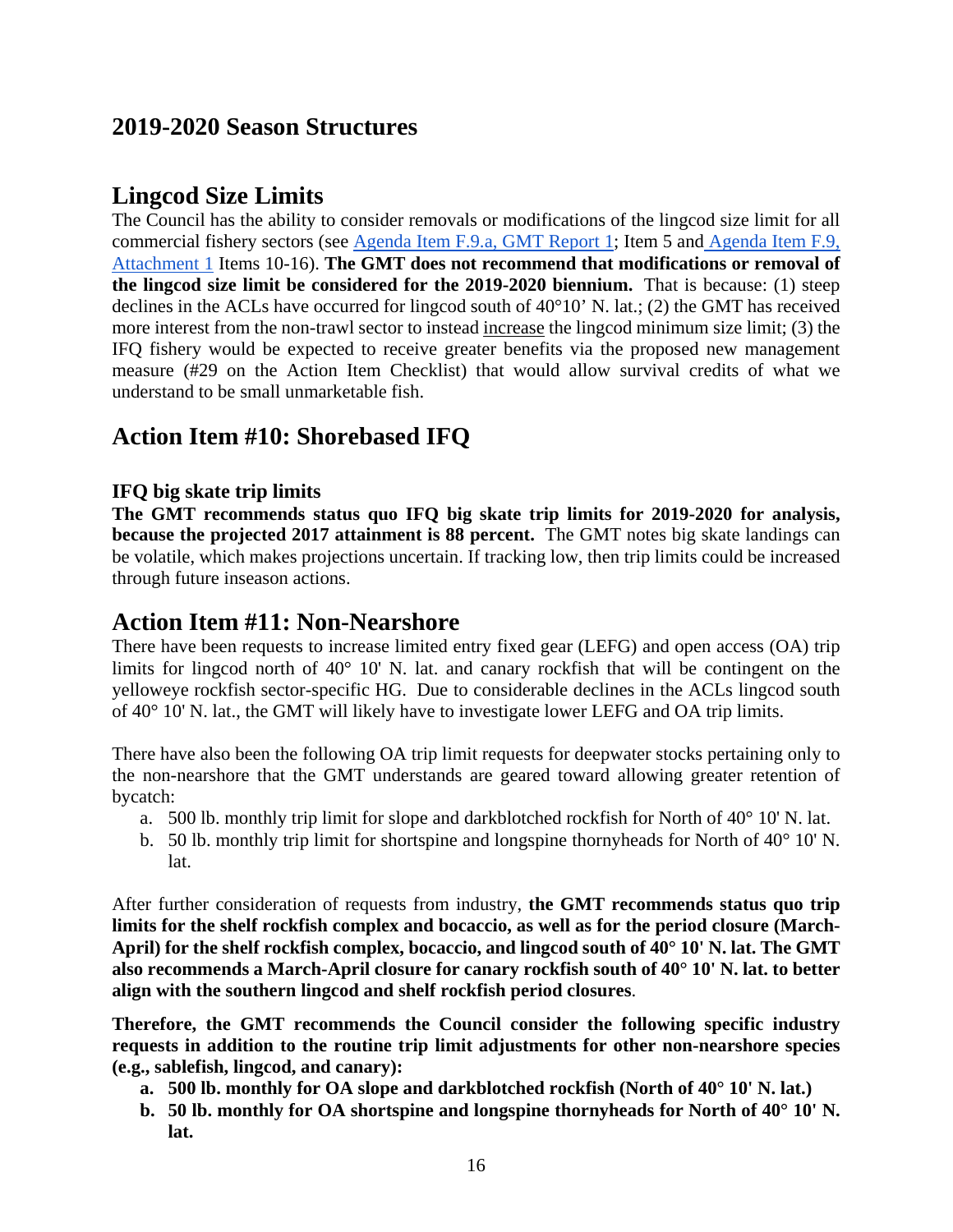## 2019-2020 Season Structures

# Lingcod Size Limits

The Council has the ability to consider removals or modifications of the lingcod size limit for all commercial fishery sectors (see Agenda Item F.9.a, GMT Report 1; Item 5 and Agenda Item F.9, Attachment 1 Items 10-16). **The GMT does not recommend that modifications or removal of the lingcod size limit be considered for the 2019-2020 biennium.** That is because: (1) steep declines in the ACLs have occurred for lingcod south of 40°10' N. lat.; (2) the GMT has received more interest from the non-trawl sector to instead increase the lingcod minimum size limit; (3) the IFQ fishery would be expected to receive greater benefits via the proposed new management measure (#29 on the Action Item Checklist) that would allow survival credits of what we understand to be small unmarketable fish.

# Action Item #10: Shorebased IFQ

### IFQ big skate trip limits

**The GMT recommends status quo IFQ big skate trip limits for 2019-2020 for analysis, because the projected 2017 attainment is 88 percent.** The GMT notes big skate landings can be volatile, which makes projections uncertain. If tracking low, then trip limits could be increased through future inseason actions.

# Action Item #11: Non-Nearshore

There have been requests to increase limited entry fixed gear (LEFG) and open access (OA) trip limits for lingcod north of 40° 10' N. lat. and canary rockfish that will be contingent on the yelloweye rockfish sector-specific HG. Due to considerable declines in the ACLs lingcod south of 40° 10' N. lat., the GMT will likely have to investigate lower LEFG and OA trip limits.

There have also been the following OA trip limit requests for deepwater stocks pertaining only to the non-nearshore that the GMT understands are geared toward allowing greater retention of bycatch:

a. 500 lb. monthly trip limit for slope and darkblotched rockfish for North of 40° 10' N. lat.
b. 50 lb. monthly trip limit for shortspine and longspine thornyheads for North of 40° 10' N. lat.

After further consideration of requests from industry, **the GMT recommends status quo trip limits for the shelf rockfish complex and bocaccio, as well as for the period closure (March-April) for the shelf rockfish complex, bocaccio, and lingcod south of 40° 10' N. lat. The GMT also recommends a March-April closure for canary rockfish south of 40° 10' N. lat. to better align with the southern lingcod and shelf rockfish period closures**.

**Therefore, the GMT recommends the Council consider the following specific industry requests in addition to the routine trip limit adjustments for other non-nearshore species (e.g., sablefish, lingcod, and canary):**

**a. 500 lb. monthly for OA slope and darkblotched rockfish (North of 40° 10' N. lat.)**
**b. 50 lb. monthly for OA shortspine and longspine thornyheads for North of 40° 10' N. lat.**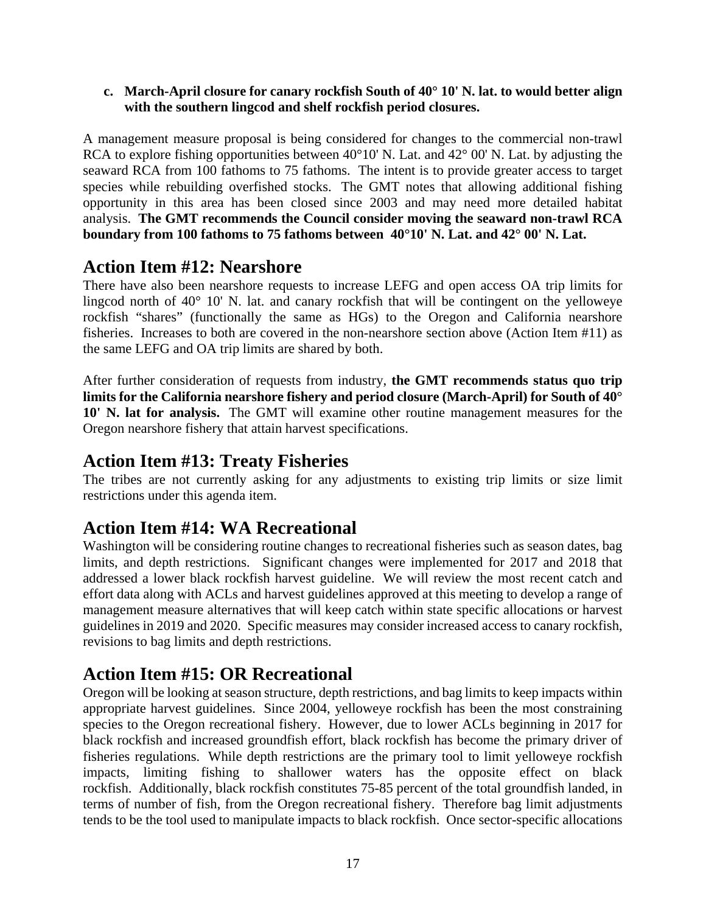**c. March-April closure for canary rockfish South of 40° 10' N. lat. to would better align with the southern lingcod and shelf rockfish period closures.**

A management measure proposal is being considered for changes to the commercial non-trawl RCA to explore fishing opportunities between 40°10' N. Lat. and 42° 00' N. Lat. by adjusting the seaward RCA from 100 fathoms to 75 fathoms. The intent is to provide greater access to target species while rebuilding overfished stocks. The GMT notes that allowing additional fishing opportunity in this area has been closed since 2003 and may need more detailed habitat analysis. **The GMT recommends the Council consider moving the seaward non-trawl RCA boundary from 100 fathoms to 75 fathoms between 40°10' N. Lat. and 42° 00' N. Lat.**

## Action Item #12: Nearshore

There have also been nearshore requests to increase LEFG and open access OA trip limits for lingcod north of 40° 10' N. lat. and canary rockfish that will be contingent on the yelloweye rockfish "shares" (functionally the same as HGs) to the Oregon and California nearshore fisheries. Increases to both are covered in the non-nearshore section above (Action Item #11) as the same LEFG and OA trip limits are shared by both.

After further consideration of requests from industry, **the GMT recommends status quo trip limits for the California nearshore fishery and period closure (March-April) for South of 40° 10' N. lat for analysis.** The GMT will examine other routine management measures for the Oregon nearshore fishery that attain harvest specifications.

## Action Item #13: Treaty Fisheries

The tribes are not currently asking for any adjustments to existing trip limits or size limit restrictions under this agenda item.

## Action Item #14: WA Recreational

Washington will be considering routine changes to recreational fisheries such as season dates, bag limits, and depth restrictions. Significant changes were implemented for 2017 and 2018 that addressed a lower black rockfish harvest guideline. We will review the most recent catch and effort data along with ACLs and harvest guidelines approved at this meeting to develop a range of management measure alternatives that will keep catch within state specific allocations or harvest guidelines in 2019 and 2020. Specific measures may consider increased access to canary rockfish, revisions to bag limits and depth restrictions.

## Action Item #15: OR Recreational

Oregon will be looking at season structure, depth restrictions, and bag limits to keep impacts within appropriate harvest guidelines. Since 2004, yelloweye rockfish has been the most constraining species to the Oregon recreational fishery. However, due to lower ACLs beginning in 2017 for black rockfish and increased groundfish effort, black rockfish has become the primary driver of fisheries regulations. While depth restrictions are the primary tool to limit yelloweye rockfish impacts, limiting fishing to shallower waters has the opposite effect on black rockfish. Additionally, black rockfish constitutes 75-85 percent of the total groundfish landed, in terms of number of fish, from the Oregon recreational fishery. Therefore bag limit adjustments tends to be the tool used to manipulate impacts to black rockfish. Once sector-specific allocations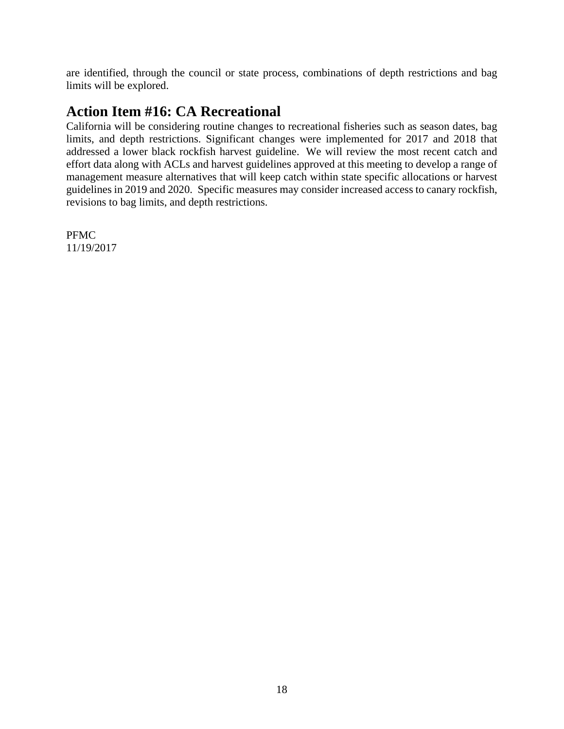are identified, through the council or state process, combinations of depth restrictions and bag limits will be explored.

## Action Item #16: CA Recreational

California will be considering routine changes to recreational fisheries such as season dates, bag limits, and depth restrictions. Significant changes were implemented for 2017 and 2018 that addressed a lower black rockfish harvest guideline. We will review the most recent catch and effort data along with ACLs and harvest guidelines approved at this meeting to develop a range of management measure alternatives that will keep catch within state specific allocations or harvest guidelines in 2019 and 2020. Specific measures may consider increased access to canary rockfish, revisions to bag limits, and depth restrictions.

PFMC
11/19/2017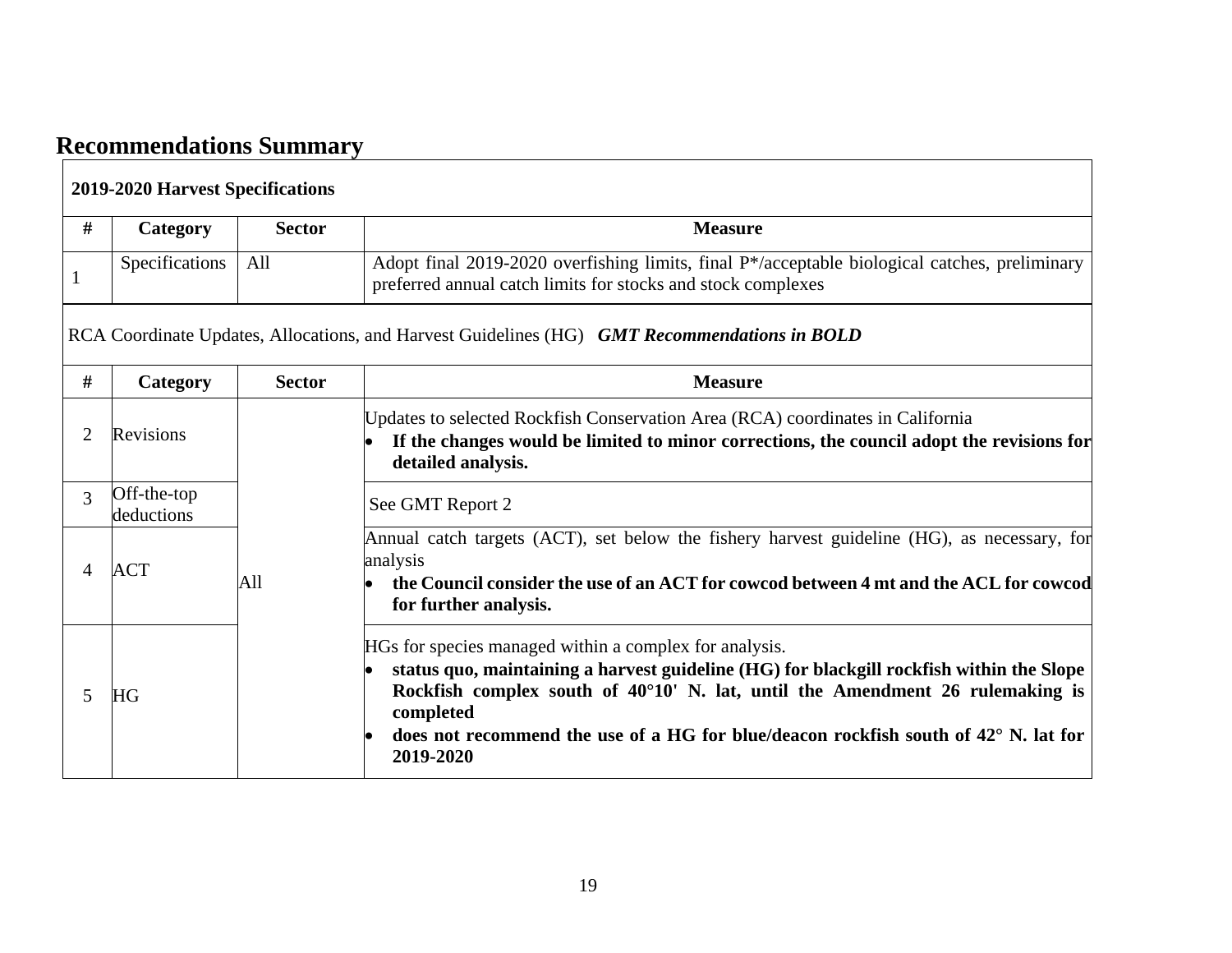## Recommendations Summary

**2019-2020 Harvest Specifications**

| # | Category | Sector | Measure |
|---|---|---|---|
| 1 | Specifications | All | Adopt final 2019-2020 overfishing limits, final P*/acceptable biological catches, preliminary preferred annual catch limits for stocks and stock complexes |

RCA Coordinate Updates, Allocations, and Harvest Guidelines (HG) ***GMT Recommendations in BOLD***

| # | Category | Sector | Measure |
|---|---|---|---|
| 2 | Revisions | All | Updates to selected Rockfish Conservation Area (RCA) coordinates in California<br>• **If the changes would be limited to minor corrections, the council adopt the revisions for detailed analysis.** |
| 3 | Off-the-top deductions | All | See GMT Report 2 |
| 4 | ACT | All | Annual catch targets (ACT), set below the fishery harvest guideline (HG), as necessary, for analysis<br>• **the Council consider the use of an ACT for cowcod between 4 mt and the ACL for cowcod for further analysis.** |
| 5 | HG | All | HGs for species managed within a complex for analysis.<br>• **status quo, maintaining a harvest guideline (HG) for blackgill rockfish within the Slope Rockfish complex south of 40°10' N. lat, until the Amendment 26 rulemaking is completed**<br>• **does not recommend the use of a HG for blue/deacon rockfish south of 42° N. lat for 2019-2020** |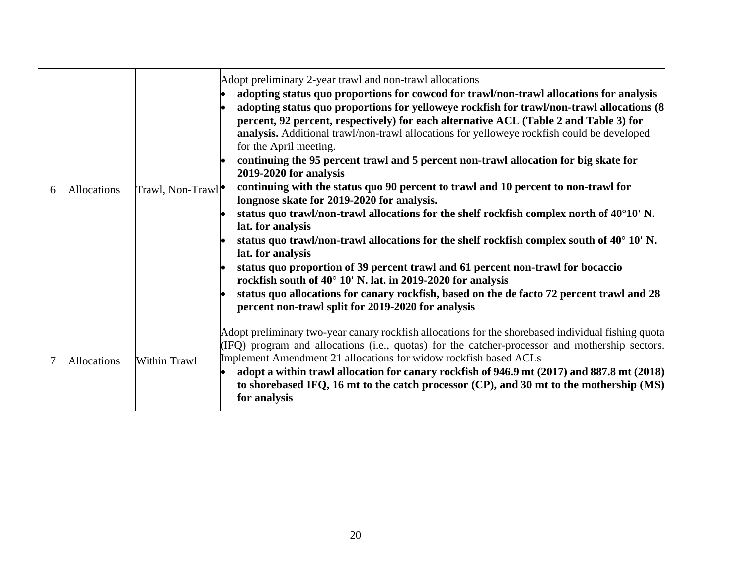| | | | |
|---|---|---|---|
| 6 | Allocations | Trawl, Non-Trawl | Adopt preliminary 2-year trawl and non-trawl allocations<br>• **adopting status quo proportions for cowcod for trawl/non-trawl allocations for analysis**<br>• **adopting status quo proportions for yelloweye rockfish for trawl/non-trawl allocations (8 percent, 92 percent, respectively) for each alternative ACL (Table 2 and Table 3) for analysis.** Additional trawl/non-trawl allocations for yelloweye rockfish could be developed for the April meeting.<br>• **continuing the 95 percent trawl and 5 percent non-trawl allocation for big skate for 2019-2020 for analysis**<br>• **continuing with the status quo 90 percent to trawl and 10 percent to non-trawl for longnose skate for 2019-2020 for analysis.**<br>• **status quo trawl/non-trawl allocations for the shelf rockfish complex north of 40°10' N. lat. for analysis**<br>• **status quo trawl/non-trawl allocations for the shelf rockfish complex south of 40° 10' N. lat. for analysis**<br>• **status quo proportion of 39 percent trawl and 61 percent non-trawl for bocaccio rockfish south of 40° 10' N. lat. in 2019-2020 for analysis**<br>• **status quo allocations for canary rockfish, based on the de facto 72 percent trawl and 28 percent non-trawl split for 2019-2020 for analysis** |
| 7 | Allocations | Within Trawl | Adopt preliminary two-year canary rockfish allocations for the shorebased individual fishing quota (IFQ) program and allocations (i.e., quotas) for the catcher-processor and mothership sectors. Implement Amendment 21 allocations for widow rockfish based ACLs<br>• **adopt a within trawl allocation for canary rockfish of 946.9 mt (2017) and 887.8 mt (2018) to shorebased IFQ, 16 mt to the catch processor (CP), and 30 mt to the mothership (MS) for analysis** |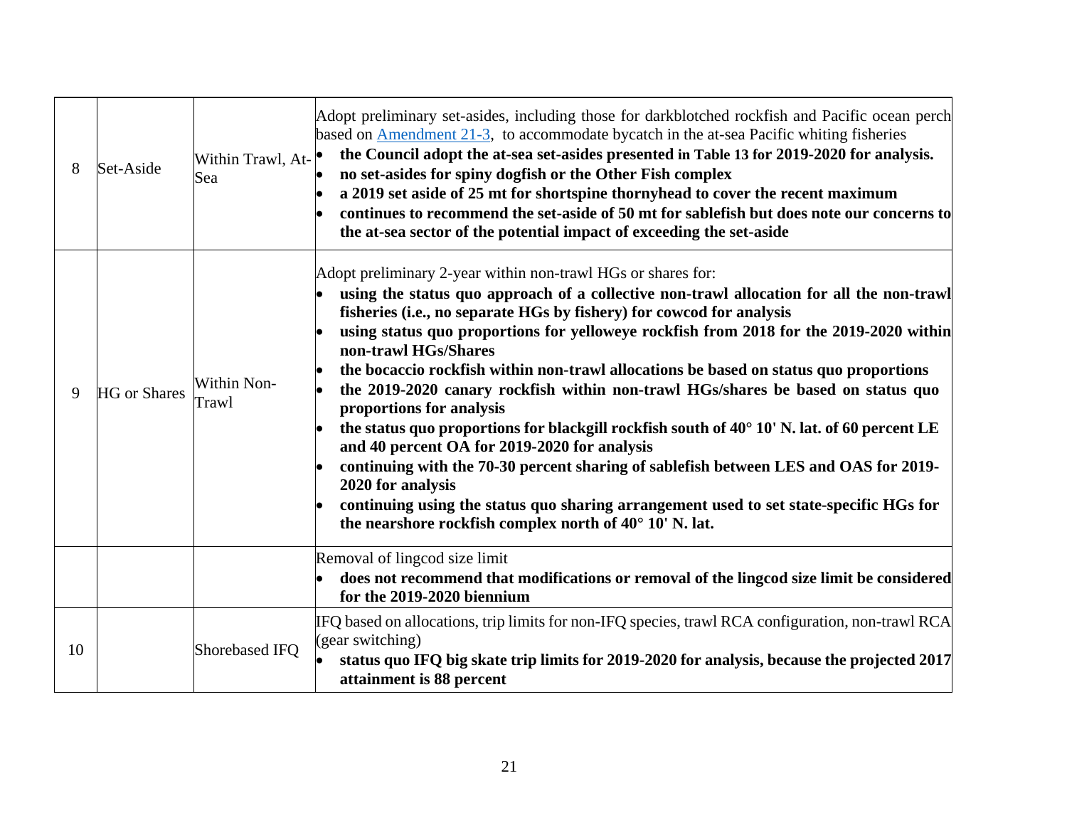| 8 | Set-Aside | Within Trawl, At-Sea | Adopt preliminary set-asides, including those for darkblotched rockfish and Pacific ocean perch based on Amendment 21-3, to accommodate bycatch in the at-sea Pacific whiting fisheries<br>• **the Council adopt the at-sea set-asides presented in Table 13 for 2019-2020 for analysis.**<br>• **no set-asides for spiny dogfish or the Other Fish complex**<br>• **a 2019 set aside of 25 mt for shortspine thornyhead to cover the recent maximum**<br>• **continues to recommend the set-aside of 50 mt for sablefish but does note our concerns to the at-sea sector of the potential impact of exceeding the set-aside** |
|---|---|---|---|
| 9 | HG or Shares | Within Non-Trawl | Adopt preliminary 2-year within non-trawl HGs or shares for:<br>• **using the status quo approach of a collective non-trawl allocation for all the non-trawl fisheries (i.e., no separate HGs by fishery) for cowcod for analysis**<br>• **using status quo proportions for yelloweye rockfish from 2018 for the 2019-2020 within non-trawl HGs/Shares**<br>• **the bocaccio rockfish within non-trawl allocations be based on status quo proportions**<br>• **the 2019-2020 canary rockfish within non-trawl HGs/shares be based on status quo proportions for analysis**<br>• **the status quo proportions for blackgill rockfish south of 40° 10' N. lat. of 60 percent LE and 40 percent OA for 2019-2020 for analysis**<br>• **continuing with the 70-30 percent sharing of sablefish between LES and OAS for 2019-2020 for analysis**<br>• **continuing using the status quo sharing arrangement used to set state-specific HGs for the nearshore rockfish complex north of 40° 10' N. lat.** |
| | | | Removal of lingcod size limit<br>• **does not recommend that modifications or removal of the lingcod size limit be considered for the 2019-2020 biennium** |
| 10 | | Shorebased IFQ | IFQ based on allocations, trip limits for non-IFQ species, trawl RCA configuration, non-trawl RCA (gear switching)<br>• **status quo IFQ big skate trip limits for 2019-2020 for analysis, because the projected 2017 attainment is 88 percent** |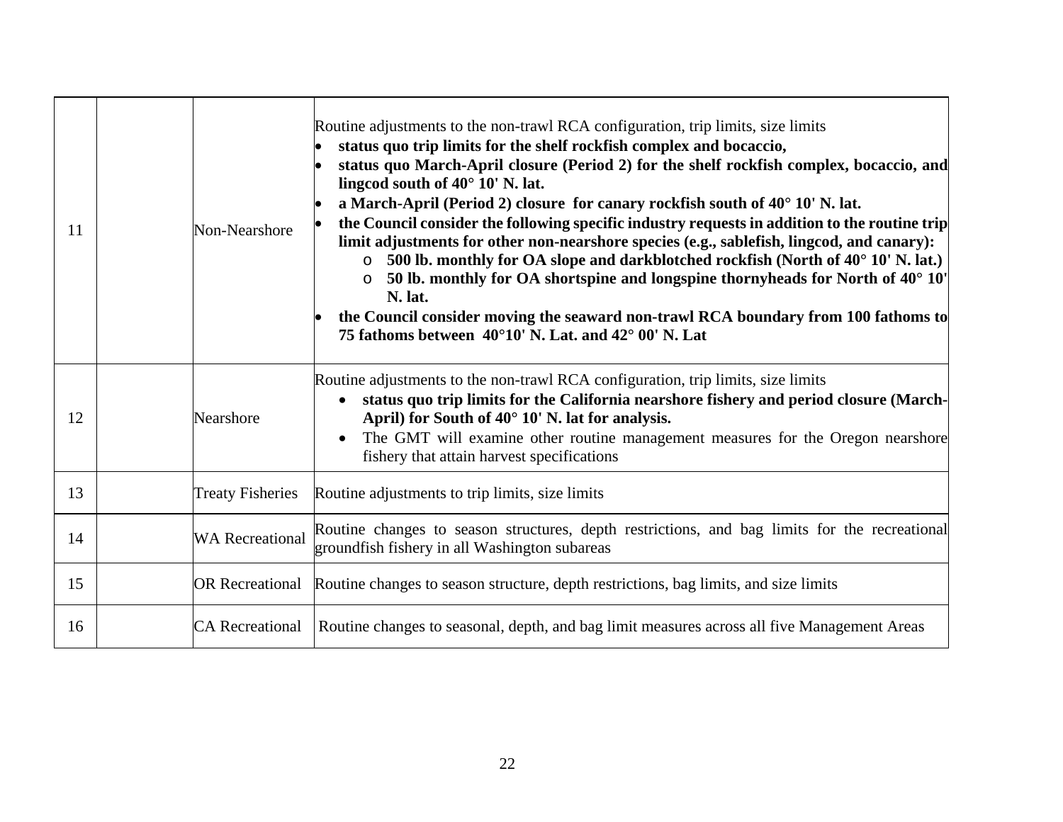| | | | |
|---|---|---|---|
| 11 | | Non-Nearshore | Routine adjustments to the non-trawl RCA configuration, trip limits, size limits<br>• **status quo trip limits for the shelf rockfish complex and bocaccio,**<br>• **status quo March-April closure (Period 2) for the shelf rockfish complex, bocaccio, and lingcod south of 40° 10' N. lat.**<br>• **a March-April (Period 2) closure for canary rockfish south of 40° 10' N. lat.**<br>• **the Council consider the following specific industry requests in addition to the routine trip limit adjustments for other non-nearshore species (e.g., sablefish, lingcod, and canary):**<br>&nbsp;&nbsp;o **500 lb. monthly for OA slope and darkblotched rockfish (North of 40° 10' N. lat.)**<br>&nbsp;&nbsp;o **50 lb. monthly for OA shortspine and longspine thornyheads for North of 40° 10' N. lat.**<br>• **the Council consider moving the seaward non-trawl RCA boundary from 100 fathoms to 75 fathoms between 40°10' N. Lat. and 42° 00' N. Lat** |
| 12 | | Nearshore | Routine adjustments to the non-trawl RCA configuration, trip limits, size limits<br>• **status quo trip limits for the California nearshore fishery and period closure (March-April) for South of 40° 10' N. lat for analysis.**<br>• The GMT will examine other routine management measures for the Oregon nearshore fishery that attain harvest specifications |
| 13 | | Treaty Fisheries | Routine adjustments to trip limits, size limits |
| 14 | | WA Recreational | Routine changes to season structures, depth restrictions, and bag limits for the recreational groundfish fishery in all Washington subareas |
| 15 | | OR Recreational | Routine changes to season structure, depth restrictions, bag limits, and size limits |
| 16 | | CA Recreational | Routine changes to seasonal, depth, and bag limit measures across all five Management Areas |